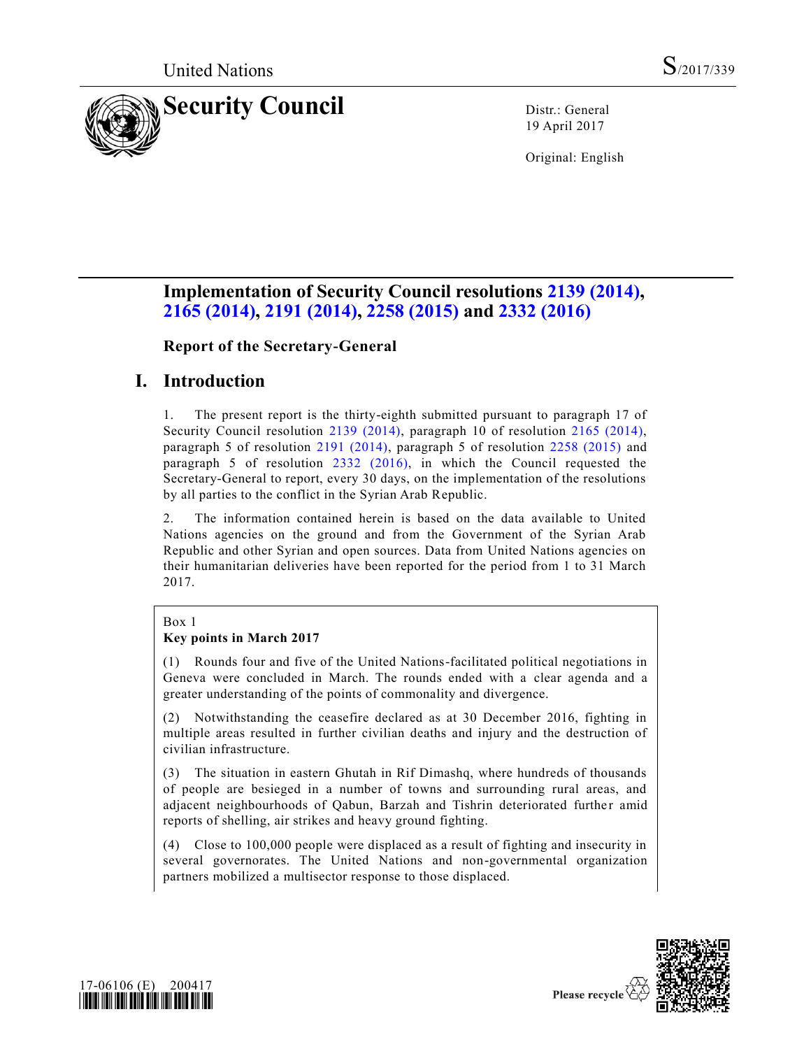United Nations S/2017/339

# Security Council

Distr.: General
19 April 2017

Original: English

## Implementation of Security Council resolutions 2139 (2014), 2165 (2014), 2191 (2014), 2258 (2015) and 2332 (2016)

### Report of the Secretary-General

## I. Introduction

1. The present report is the thirty-eighth submitted pursuant to paragraph 17 of Security Council resolution 2139 (2014), paragraph 10 of resolution 2165 (2014), paragraph 5 of resolution 2191 (2014), paragraph 5 of resolution 2258 (2015) and paragraph 5 of resolution 2332 (2016), in which the Council requested the Secretary-General to report, every 30 days, on the implementation of the resolutions by all parties to the conflict in the Syrian Arab Republic.

2. The information contained herein is based on the data available to United Nations agencies on the ground and from the Government of the Syrian Arab Republic and other Syrian and open sources. Data from United Nations agencies on their humanitarian deliveries have been reported for the period from 1 to 31 March 2017.

> Box 1
>
> **Key points in March 2017**
>
> (1) Rounds four and five of the United Nations-facilitated political negotiations in Geneva were concluded in March. The rounds ended with a clear agenda and a greater understanding of the points of commonality and divergence.
>
> (2) Notwithstanding the ceasefire declared as at 30 December 2016, fighting in multiple areas resulted in further civilian deaths and injury and the destruction of civilian infrastructure.
>
> (3) The situation in eastern Ghutah in Rif Dimashq, where hundreds of thousands of people are besieged in a number of towns and surrounding rural areas, and adjacent neighbourhoods of Qabun, Barzah and Tishrin deteriorated further amid reports of shelling, air strikes and heavy ground fighting.
>
> (4) Close to 100,000 people were displaced as a result of fighting and insecurity in several governorates. The United Nations and non-governmental organization partners mobilized a multisector response to those displaced.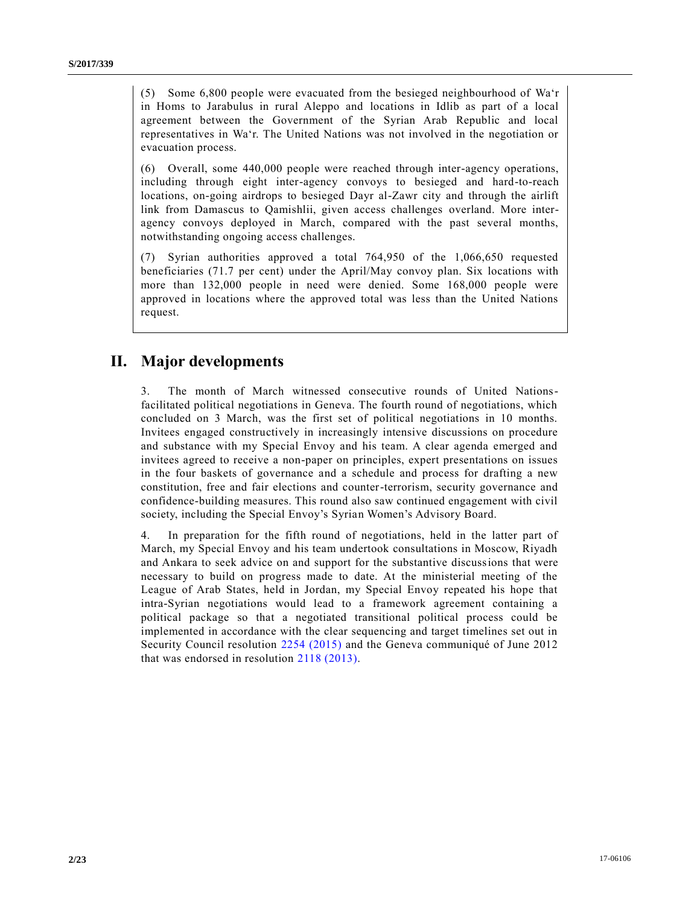(5) Some 6,800 people were evacuated from the besieged neighbourhood of Wa‘r in Homs to Jarabulus in rural Aleppo and locations in Idlib as part of a local agreement between the Government of the Syrian Arab Republic and local representatives in Wa‘r. The United Nations was not involved in the negotiation or evacuation process.

(6) Overall, some 440,000 people were reached through inter-agency operations, including through eight inter-agency convoys to besieged and hard-to-reach locations, on-going airdrops to besieged Dayr al-Zawr city and through the airlift link from Damascus to Qamishlii, given access challenges overland. More inter-agency convoys deployed in March, compared with the past several months, notwithstanding ongoing access challenges.

(7) Syrian authorities approved a total 764,950 of the 1,066,650 requested beneficiaries (71.7 per cent) under the April/May convoy plan. Six locations with more than 132,000 people in need were denied. Some 168,000 people were approved in locations where the approved total was less than the United Nations request.

## II. Major developments

3. The month of March witnessed consecutive rounds of United Nations-facilitated political negotiations in Geneva. The fourth round of negotiations, which concluded on 3 March, was the first set of political negotiations in 10 months. Invitees engaged constructively in increasingly intensive discussions on procedure and substance with my Special Envoy and his team. A clear agenda emerged and invitees agreed to receive a non-paper on principles, expert presentations on issues in the four baskets of governance and a schedule and process for drafting a new constitution, free and fair elections and counter-terrorism, security governance and confidence-building measures. This round also saw continued engagement with civil society, including the Special Envoy’s Syrian Women’s Advisory Board.

4. In preparation for the fifth round of negotiations, held in the latter part of March, my Special Envoy and his team undertook consultations in Moscow, Riyadh and Ankara to seek advice on and support for the substantive discussions that were necessary to build on progress made to date. At the ministerial meeting of the League of Arab States, held in Jordan, my Special Envoy repeated his hope that intra-Syrian negotiations would lead to a framework agreement containing a political package so that a negotiated transitional political process could be implemented in accordance with the clear sequencing and target timelines set out in Security Council resolution 2254 (2015) and the Geneva communiqué of June 2012 that was endorsed in resolution 2118 (2013).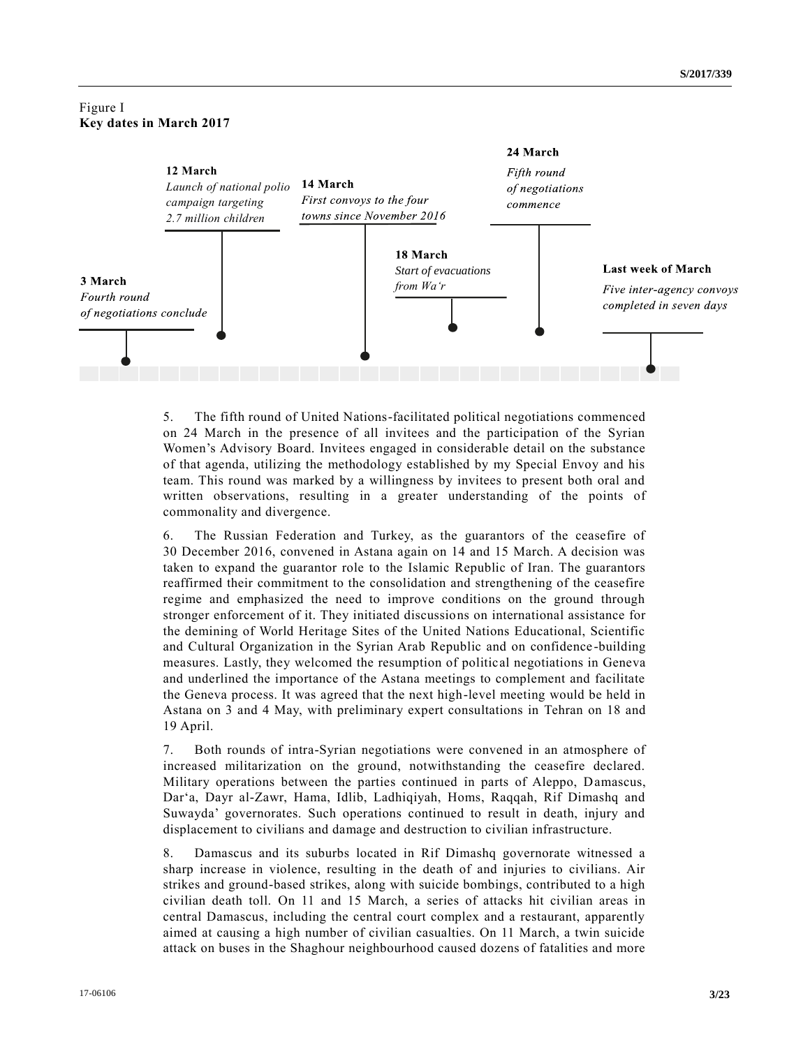Figure I
**Key dates in March 2017**

**3 March**
*Fourth round of negotiations conclude*

**12 March**
*Launch of national polio campaign targeting 2.7 million children*

**14 March**
*First convoys to the four towns since November 2016*

**18 March**
*Start of evacuations from Wa'r*

**24 March**
*Fifth round of negotiations commence*

**Last week of March**
*Five inter-agency convoys completed in seven days*

5. The fifth round of United Nations-facilitated political negotiations commenced on 24 March in the presence of all invitees and the participation of the Syrian Women's Advisory Board. Invitees engaged in considerable detail on the substance of that agenda, utilizing the methodology established by my Special Envoy and his team. This round was marked by a willingness by invitees to present both oral and written observations, resulting in a greater understanding of the points of commonality and divergence.

6. The Russian Federation and Turkey, as the guarantors of the ceasefire of 30 December 2016, convened in Astana again on 14 and 15 March. A decision was taken to expand the guarantor role to the Islamic Republic of Iran. The guarantors reaffirmed their commitment to the consolidation and strengthening of the ceasefire regime and emphasized the need to improve conditions on the ground through stronger enforcement of it. They initiated discussions on international assistance for the demining of World Heritage Sites of the United Nations Educational, Scientific and Cultural Organization in the Syrian Arab Republic and on confidence-building measures. Lastly, they welcomed the resumption of political negotiations in Geneva and underlined the importance of the Astana meetings to complement and facilitate the Geneva process. It was agreed that the next high-level meeting would be held in Astana on 3 and 4 May, with preliminary expert consultations in Tehran on 18 and 19 April.

7. Both rounds of intra-Syrian negotiations were convened in an atmosphere of increased militarization on the ground, notwithstanding the ceasefire declared. Military operations between the parties continued in parts of Aleppo, Damascus, Dar'a, Dayr al-Zawr, Hama, Idlib, Ladhiqiyah, Homs, Raqqah, Rif Dimashq and Suwayda' governorates. Such operations continued to result in death, injury and displacement to civilians and damage and destruction to civilian infrastructure.

8. Damascus and its suburbs located in Rif Dimashq governorate witnessed a sharp increase in violence, resulting in the death of and injuries to civilians. Air strikes and ground-based strikes, along with suicide bombings, contributed to a high civilian death toll. On 11 and 15 March, a series of attacks hit civilian areas in central Damascus, including the central court complex and a restaurant, apparently aimed at causing a high number of civilian casualties. On 11 March, a twin suicide attack on buses in the Shaghour neighbourhood caused dozens of fatalities and more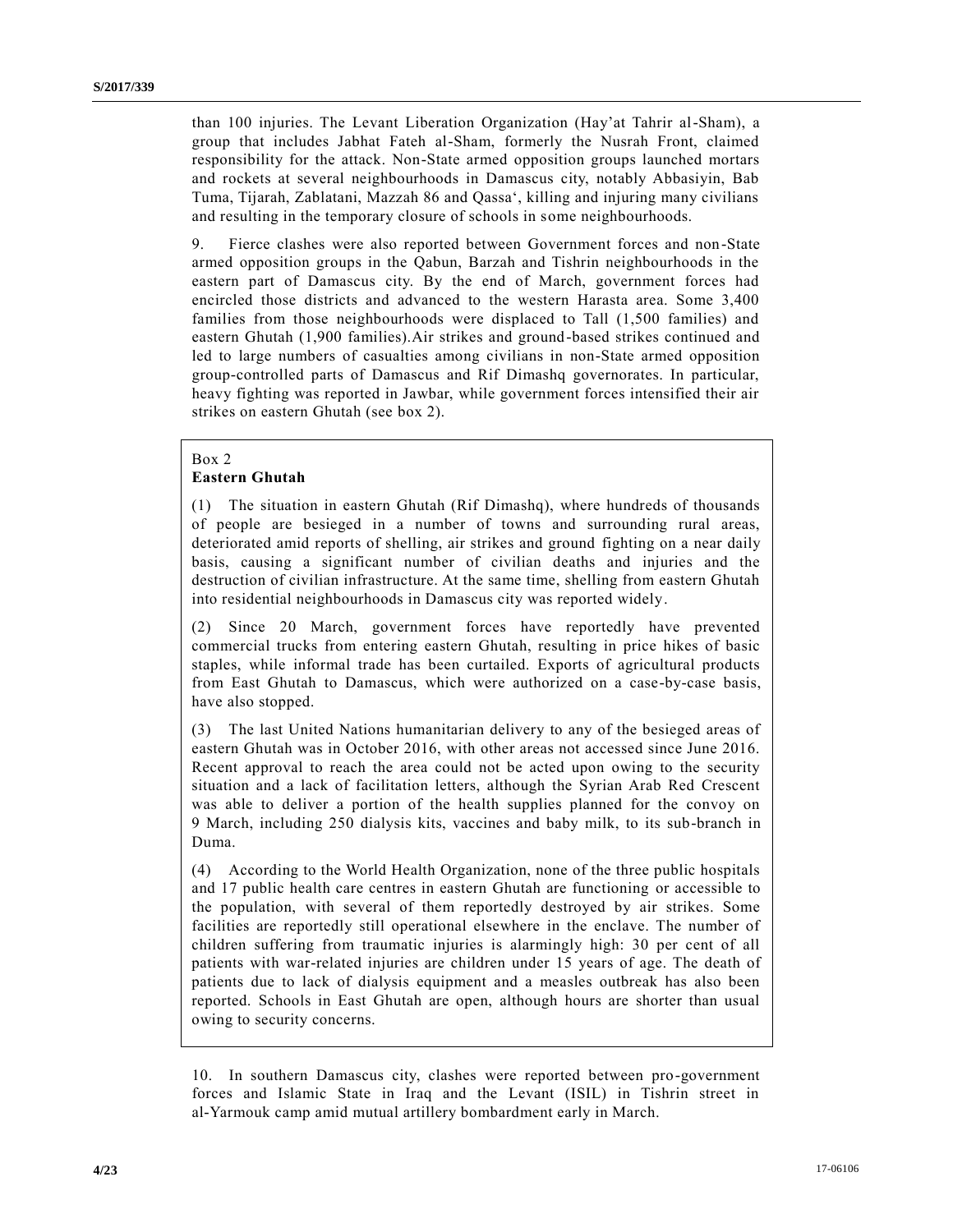than 100 injuries. The Levant Liberation Organization (Hay'at Tahrir al-Sham), a group that includes Jabhat Fateh al-Sham, formerly the Nusrah Front, claimed responsibility for the attack. Non-State armed opposition groups launched mortars and rockets at several neighbourhoods in Damascus city, notably Abbasiyin, Bab Tuma, Tijarah, Zablatani, Mazzah 86 and Qassa', killing and injuring many civilians and resulting in the temporary closure of schools in some neighbourhoods.

9. Fierce clashes were also reported between Government forces and non-State armed opposition groups in the Qabun, Barzah and Tishrin neighbourhoods in the eastern part of Damascus city. By the end of March, government forces had encircled those districts and advanced to the western Harasta area. Some 3,400 families from those neighbourhoods were displaced to Tall (1,500 families) and eastern Ghutah (1,900 families).Air strikes and ground-based strikes continued and led to large numbers of casualties among civilians in non-State armed opposition group-controlled parts of Damascus and Rif Dimashq governorates. In particular, heavy fighting was reported in Jawbar, while government forces intensified their air strikes on eastern Ghutah (see box 2).

Box 2
**Eastern Ghutah**

(1) The situation in eastern Ghutah (Rif Dimashq), where hundreds of thousands of people are besieged in a number of towns and surrounding rural areas, deteriorated amid reports of shelling, air strikes and ground fighting on a near daily basis, causing a significant number of civilian deaths and injuries and the destruction of civilian infrastructure. At the same time, shelling from eastern Ghutah into residential neighbourhoods in Damascus city was reported widely.

(2) Since 20 March, government forces have reportedly have prevented commercial trucks from entering eastern Ghutah, resulting in price hikes of basic staples, while informal trade has been curtailed. Exports of agricultural products from East Ghutah to Damascus, which were authorized on a case-by-case basis, have also stopped.

(3) The last United Nations humanitarian delivery to any of the besieged areas of eastern Ghutah was in October 2016, with other areas not accessed since June 2016. Recent approval to reach the area could not be acted upon owing to the security situation and a lack of facilitation letters, although the Syrian Arab Red Crescent was able to deliver a portion of the health supplies planned for the convoy on 9 March, including 250 dialysis kits, vaccines and baby milk, to its sub-branch in Duma.

(4) According to the World Health Organization, none of the three public hospitals and 17 public health care centres in eastern Ghutah are functioning or accessible to the population, with several of them reportedly destroyed by air strikes. Some facilities are reportedly still operational elsewhere in the enclave. The number of children suffering from traumatic injuries is alarmingly high: 30 per cent of all patients with war-related injuries are children under 15 years of age. The death of patients due to lack of dialysis equipment and a measles outbreak has also been reported. Schools in East Ghutah are open, although hours are shorter than usual owing to security concerns.

10. In southern Damascus city, clashes were reported between pro-government forces and Islamic State in Iraq and the Levant (ISIL) in Tishrin street in al-Yarmouk camp amid mutual artillery bombardment early in March.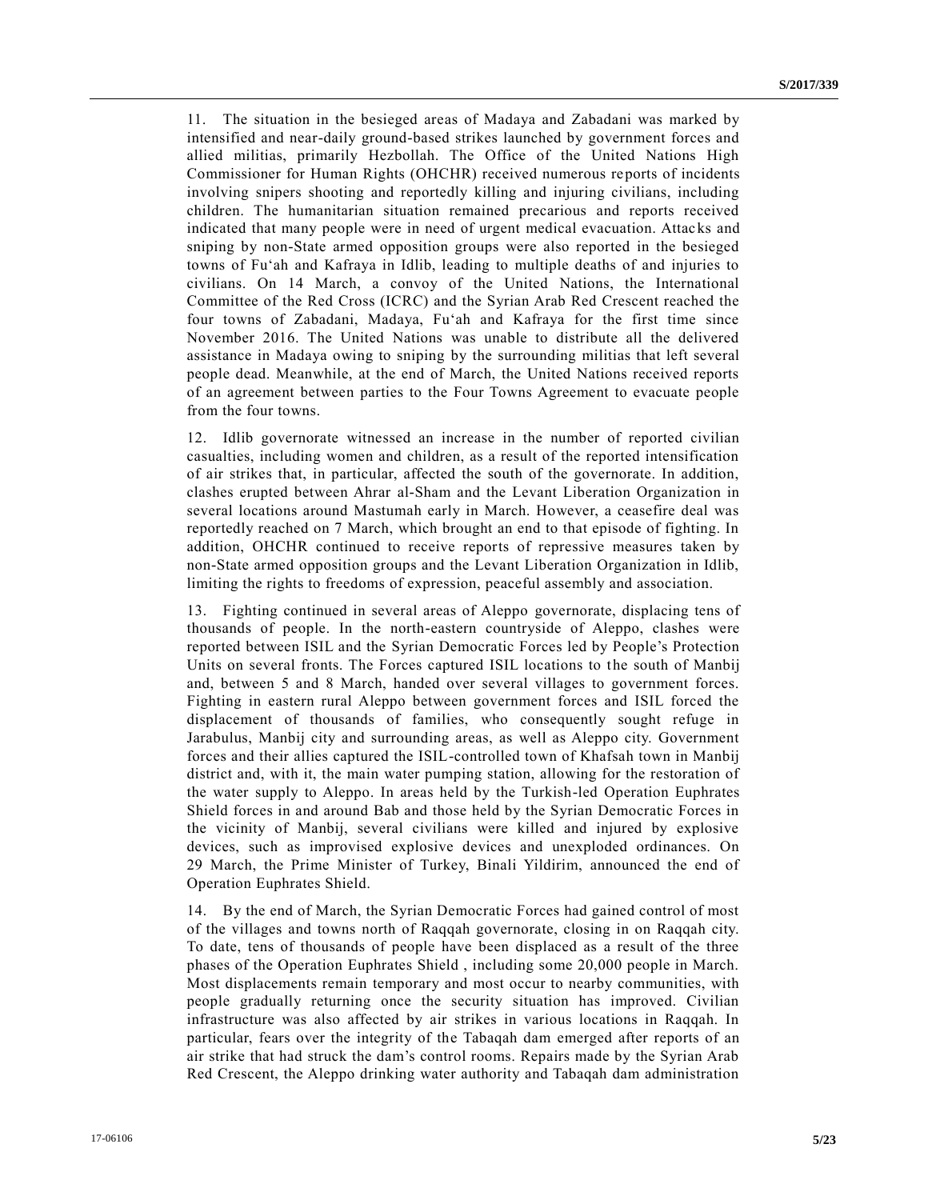11. The situation in the besieged areas of Madaya and Zabadani was marked by intensified and near-daily ground-based strikes launched by government forces and allied militias, primarily Hezbollah. The Office of the United Nations High Commissioner for Human Rights (OHCHR) received numerous reports of incidents involving snipers shooting and reportedly killing and injuring civilians, including children. The humanitarian situation remained precarious and reports received indicated that many people were in need of urgent medical evacuation. Attacks and sniping by non-State armed opposition groups were also reported in the besieged towns of Fu'ah and Kafraya in Idlib, leading to multiple deaths of and injuries to civilians. On 14 March, a convoy of the United Nations, the International Committee of the Red Cross (ICRC) and the Syrian Arab Red Crescent reached the four towns of Zabadani, Madaya, Fu'ah and Kafraya for the first time since November 2016. The United Nations was unable to distribute all the delivered assistance in Madaya owing to sniping by the surrounding militias that left several people dead. Meanwhile, at the end of March, the United Nations received reports of an agreement between parties to the Four Towns Agreement to evacuate people from the four towns.

12. Idlib governorate witnessed an increase in the number of reported civilian casualties, including women and children, as a result of the reported intensification of air strikes that, in particular, affected the south of the governorate. In addition, clashes erupted between Ahrar al-Sham and the Levant Liberation Organization in several locations around Mastumah early in March. However, a ceasefire deal was reportedly reached on 7 March, which brought an end to that episode of fighting. In addition, OHCHR continued to receive reports of repressive measures taken by non-State armed opposition groups and the Levant Liberation Organization in Idlib, limiting the rights to freedoms of expression, peaceful assembly and association.

13. Fighting continued in several areas of Aleppo governorate, displacing tens of thousands of people. In the north-eastern countryside of Aleppo, clashes were reported between ISIL and the Syrian Democratic Forces led by People's Protection Units on several fronts. The Forces captured ISIL locations to the south of Manbij and, between 5 and 8 March, handed over several villages to government forces. Fighting in eastern rural Aleppo between government forces and ISIL forced the displacement of thousands of families, who consequently sought refuge in Jarabulus, Manbij city and surrounding areas, as well as Aleppo city. Government forces and their allies captured the ISIL-controlled town of Khafsah town in Manbij district and, with it, the main water pumping station, allowing for the restoration of the water supply to Aleppo. In areas held by the Turkish-led Operation Euphrates Shield forces in and around Bab and those held by the Syrian Democratic Forces in the vicinity of Manbij, several civilians were killed and injured by explosive devices, such as improvised explosive devices and unexploded ordinances. On 29 March, the Prime Minister of Turkey, Binali Yildirim, announced the end of Operation Euphrates Shield.

14. By the end of March, the Syrian Democratic Forces had gained control of most of the villages and towns north of Raqqah governorate, closing in on Raqqah city. To date, tens of thousands of people have been displaced as a result of the three phases of the Operation Euphrates Shield , including some 20,000 people in March. Most displacements remain temporary and most occur to nearby communities, with people gradually returning once the security situation has improved. Civilian infrastructure was also affected by air strikes in various locations in Raqqah. In particular, fears over the integrity of the Tabaqah dam emerged after reports of an air strike that had struck the dam's control rooms. Repairs made by the Syrian Arab Red Crescent, the Aleppo drinking water authority and Tabaqah dam administration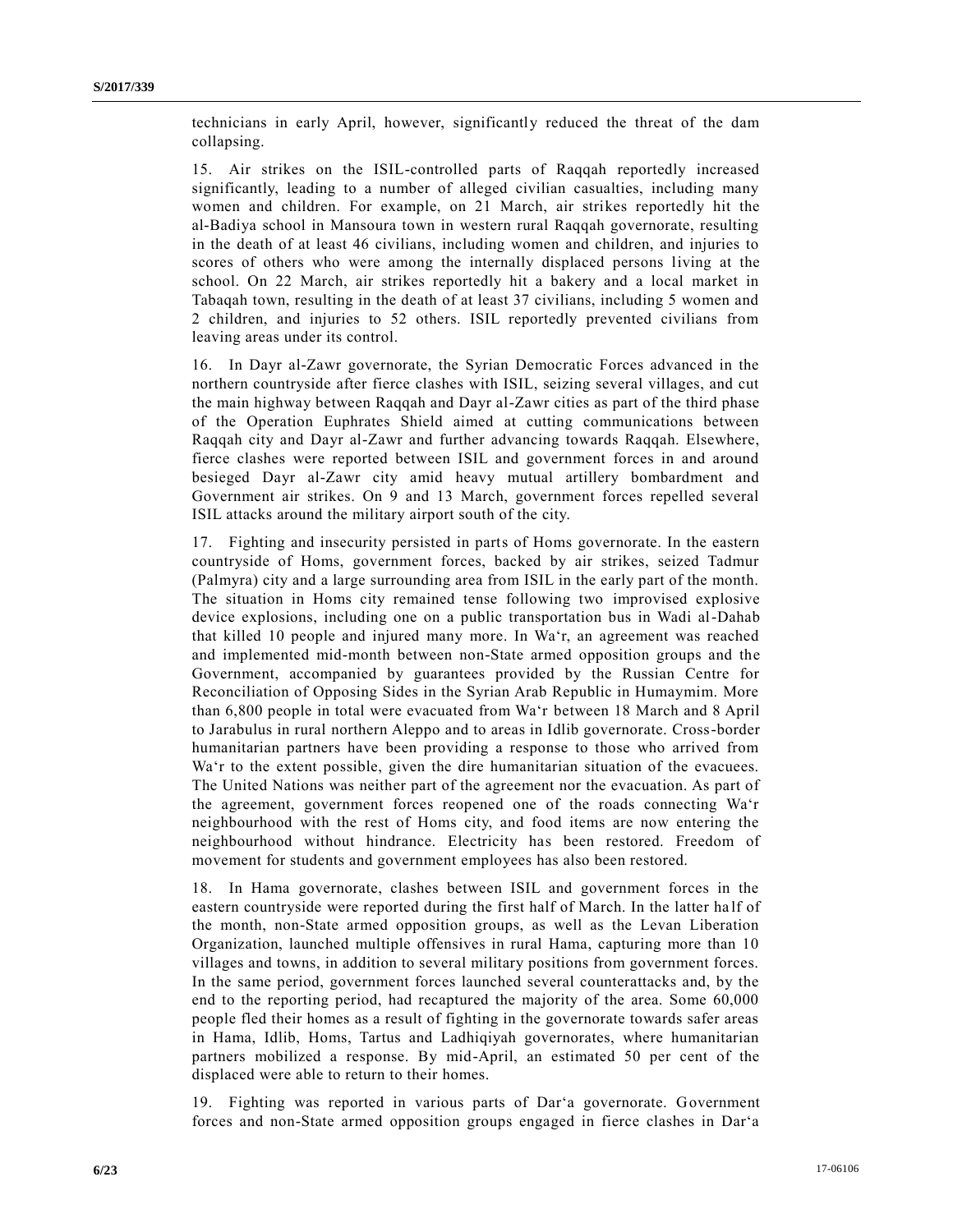technicians in early April, however, significantly reduced the threat of the dam collapsing.

15. Air strikes on the ISIL-controlled parts of Raqqah reportedly increased significantly, leading to a number of alleged civilian casualties, including many women and children. For example, on 21 March, air strikes reportedly hit the al-Badiya school in Mansoura town in western rural Raqqah governorate, resulting in the death of at least 46 civilians, including women and children, and injuries to scores of others who were among the internally displaced persons living at the school. On 22 March, air strikes reportedly hit a bakery and a local market in Tabaqah town, resulting in the death of at least 37 civilians, including 5 women and 2 children, and injuries to 52 others. ISIL reportedly prevented civilians from leaving areas under its control.

16. In Dayr al-Zawr governorate, the Syrian Democratic Forces advanced in the northern countryside after fierce clashes with ISIL, seizing several villages, and cut the main highway between Raqqah and Dayr al-Zawr cities as part of the third phase of the Operation Euphrates Shield aimed at cutting communications between Raqqah city and Dayr al-Zawr and further advancing towards Raqqah. Elsewhere, fierce clashes were reported between ISIL and government forces in and around besieged Dayr al-Zawr city amid heavy mutual artillery bombardment and Government air strikes. On 9 and 13 March, government forces repelled several ISIL attacks around the military airport south of the city.

17. Fighting and insecurity persisted in parts of Homs governorate. In the eastern countryside of Homs, government forces, backed by air strikes, seized Tadmur (Palmyra) city and a large surrounding area from ISIL in the early part of the month. The situation in Homs city remained tense following two improvised explosive device explosions, including one on a public transportation bus in Wadi al-Dahab that killed 10 people and injured many more. In Wa‘r, an agreement was reached and implemented mid-month between non-State armed opposition groups and the Government, accompanied by guarantees provided by the Russian Centre for Reconciliation of Opposing Sides in the Syrian Arab Republic in Humaymim. More than 6,800 people in total were evacuated from Wa‘r between 18 March and 8 April to Jarabulus in rural northern Aleppo and to areas in Idlib governorate. Cross-border humanitarian partners have been providing a response to those who arrived from Wa‘r to the extent possible, given the dire humanitarian situation of the evacuees. The United Nations was neither part of the agreement nor the evacuation. As part of the agreement, government forces reopened one of the roads connecting Wa‘r neighbourhood with the rest of Homs city, and food items are now entering the neighbourhood without hindrance. Electricity has been restored. Freedom of movement for students and government employees has also been restored.

18. In Hama governorate, clashes between ISIL and government forces in the eastern countryside were reported during the first half of March. In the latter half of the month, non-State armed opposition groups, as well as the Levan Liberation Organization, launched multiple offensives in rural Hama, capturing more than 10 villages and towns, in addition to several military positions from government forces. In the same period, government forces launched several counterattacks and, by the end to the reporting period, had recaptured the majority of the area. Some 60,000 people fled their homes as a result of fighting in the governorate towards safer areas in Hama, Idlib, Homs, Tartus and Ladhiqiyah governorates, where humanitarian partners mobilized a response. By mid-April, an estimated 50 per cent of the displaced were able to return to their homes.

19. Fighting was reported in various parts of Dar‘a governorate. Government forces and non-State armed opposition groups engaged in fierce clashes in Dar‘a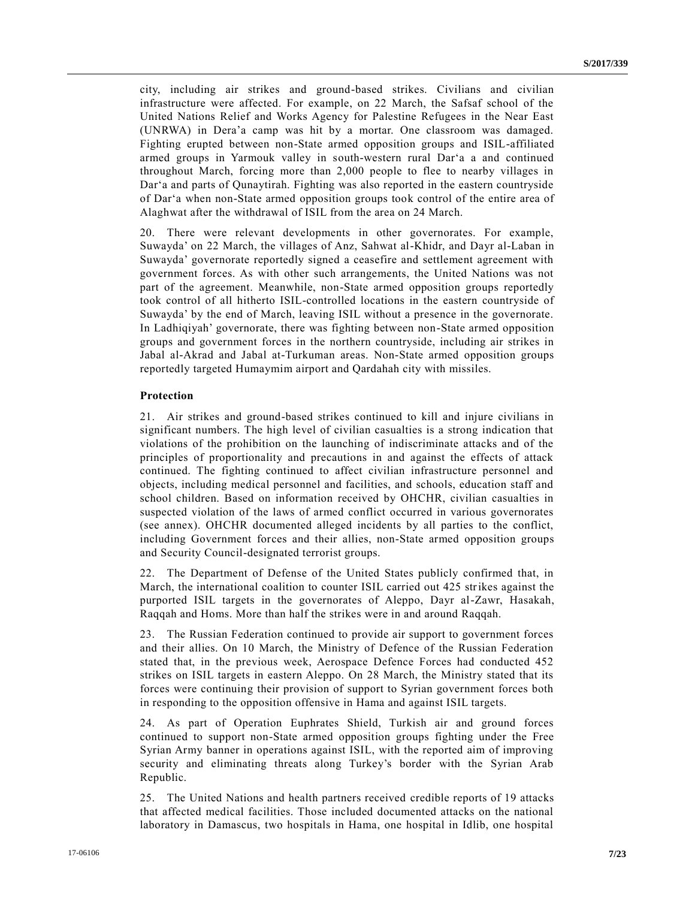city, including air strikes and ground-based strikes. Civilians and civilian infrastructure were affected. For example, on 22 March, the Safsaf school of the United Nations Relief and Works Agency for Palestine Refugees in the Near East (UNRWA) in Dera'a camp was hit by a mortar. One classroom was damaged. Fighting erupted between non-State armed opposition groups and ISIL-affiliated armed groups in Yarmouk valley in south-western rural Dar'a a and continued throughout March, forcing more than 2,000 people to flee to nearby villages in Dar'a and parts of Qunaytirah. Fighting was also reported in the eastern countryside of Dar'a when non-State armed opposition groups took control of the entire area of Alaghwat after the withdrawal of ISIL from the area on 24 March.

20. There were relevant developments in other governorates. For example, Suwayda' on 22 March, the villages of Anz, Sahwat al-Khidr, and Dayr al-Laban in Suwayda' governorate reportedly signed a ceasefire and settlement agreement with government forces. As with other such arrangements, the United Nations was not part of the agreement. Meanwhile, non-State armed opposition groups reportedly took control of all hitherto ISIL-controlled locations in the eastern countryside of Suwayda' by the end of March, leaving ISIL without a presence in the governorate. In Ladhiqiyah' governorate, there was fighting between non-State armed opposition groups and government forces in the northern countryside, including air strikes in Jabal al-Akrad and Jabal at-Turkuman areas. Non-State armed opposition groups reportedly targeted Humaymim airport and Qardahah city with missiles.

**Protection**

21. Air strikes and ground-based strikes continued to kill and injure civilians in significant numbers. The high level of civilian casualties is a strong indication that violations of the prohibition on the launching of indiscriminate attacks and of the principles of proportionality and precautions in and against the effects of attack continued. The fighting continued to affect civilian infrastructure personnel and objects, including medical personnel and facilities, and schools, education staff and school children. Based on information received by OHCHR, civilian casualties in suspected violation of the laws of armed conflict occurred in various governorates (see annex). OHCHR documented alleged incidents by all parties to the conflict, including Government forces and their allies, non-State armed opposition groups and Security Council-designated terrorist groups.

22. The Department of Defense of the United States publicly confirmed that, in March, the international coalition to counter ISIL carried out 425 strikes against the purported ISIL targets in the governorates of Aleppo, Dayr al-Zawr, Hasakah, Raqqah and Homs. More than half the strikes were in and around Raqqah.

23. The Russian Federation continued to provide air support to government forces and their allies. On 10 March, the Ministry of Defence of the Russian Federation stated that, in the previous week, Aerospace Defence Forces had conducted 452 strikes on ISIL targets in eastern Aleppo. On 28 March, the Ministry stated that its forces were continuing their provision of support to Syrian government forces both in responding to the opposition offensive in Hama and against ISIL targets.

24. As part of Operation Euphrates Shield, Turkish air and ground forces continued to support non-State armed opposition groups fighting under the Free Syrian Army banner in operations against ISIL, with the reported aim of improving security and eliminating threats along Turkey's border with the Syrian Arab Republic.

25. The United Nations and health partners received credible reports of 19 attacks that affected medical facilities. Those included documented attacks on the national laboratory in Damascus, two hospitals in Hama, one hospital in Idlib, one hospital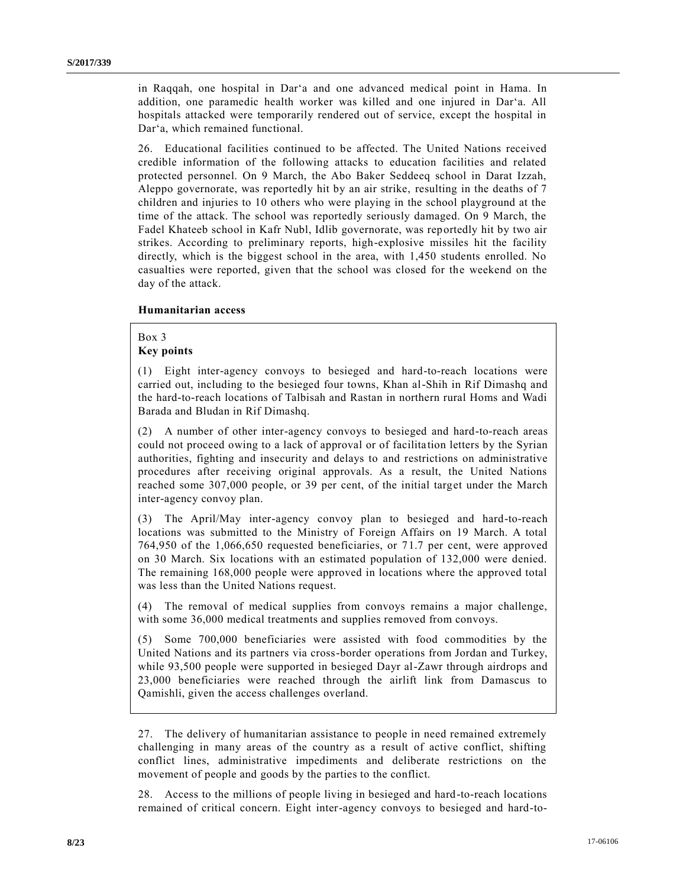in Raqqah, one hospital in Dar‘a and one advanced medical point in Hama. In addition, one paramedic health worker was killed and one injured in Dar‘a. All hospitals attacked were temporarily rendered out of service, except the hospital in Dar‘a, which remained functional.

26. Educational facilities continued to be affected. The United Nations received credible information of the following attacks to education facilities and related protected personnel. On 9 March, the Abo Baker Seddeeq school in Darat Izzah, Aleppo governorate, was reportedly hit by an air strike, resulting in the deaths of 7 children and injuries to 10 others who were playing in the school playground at the time of the attack. The school was reportedly seriously damaged. On 9 March, the Fadel Khateeb school in Kafr Nubl, Idlib governorate, was reportedly hit by two air strikes. According to preliminary reports, high-explosive missiles hit the facility directly, which is the biggest school in the area, with 1,450 students enrolled. No casualties were reported, given that the school was closed for the weekend on the day of the attack.

### Humanitarian access

> Box 3
> **Key points**
>
> (1) Eight inter-agency convoys to besieged and hard-to-reach locations were carried out, including to the besieged four towns, Khan al-Shih in Rif Dimashq and the hard-to-reach locations of Talbisah and Rastan in northern rural Homs and Wadi Barada and Bludan in Rif Dimashq.
>
> (2) A number of other inter-agency convoys to besieged and hard-to-reach areas could not proceed owing to a lack of approval or of facilitation letters by the Syrian authorities, fighting and insecurity and delays to and restrictions on administrative procedures after receiving original approvals. As a result, the United Nations reached some 307,000 people, or 39 per cent, of the initial target under the March inter-agency convoy plan.
>
> (3) The April/May inter-agency convoy plan to besieged and hard-to-reach locations was submitted to the Ministry of Foreign Affairs on 19 March. A total 764,950 of the 1,066,650 requested beneficiaries, or 71.7 per cent, were approved on 30 March. Six locations with an estimated population of 132,000 were denied. The remaining 168,000 people were approved in locations where the approved total was less than the United Nations request.
>
> (4) The removal of medical supplies from convoys remains a major challenge, with some 36,000 medical treatments and supplies removed from convoys.
>
> (5) Some 700,000 beneficiaries were assisted with food commodities by the United Nations and its partners via cross-border operations from Jordan and Turkey, while 93,500 people were supported in besieged Dayr al-Zawr through airdrops and 23,000 beneficiaries were reached through the airlift link from Damascus to Qamishli, given the access challenges overland.

27. The delivery of humanitarian assistance to people in need remained extremely challenging in many areas of the country as a result of active conflict, shifting conflict lines, administrative impediments and deliberate restrictions on the movement of people and goods by the parties to the conflict.

28. Access to the millions of people living in besieged and hard-to-reach locations remained of critical concern. Eight inter-agency convoys to besieged and hard-to-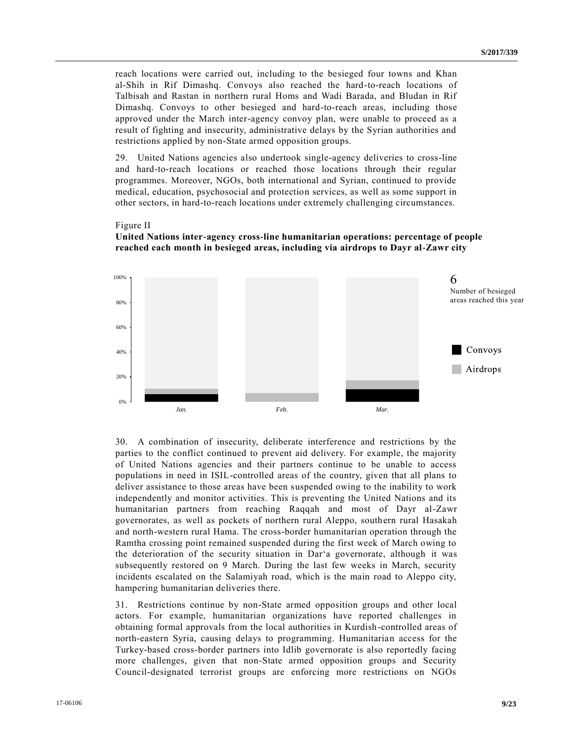reach locations were carried out, including to the besieged four towns and Khan al-Shih in Rif Dimashq. Convoys also reached the hard-to-reach locations of Talbisah and Rastan in northern rural Homs and Wadi Barada, and Bludan in Rif Dimashq. Convoys to other besieged and hard-to-reach areas, including those approved under the March inter-agency convoy plan, were unable to proceed as a result of fighting and insecurity, administrative delays by the Syrian authorities and restrictions applied by non-State armed opposition groups.

29. United Nations agencies also undertook single-agency deliveries to cross-line and hard-to-reach locations or reached those locations through their regular programmes. Moreover, NGOs, both international and Syrian, continued to provide medical, education, psychosocial and protection services, as well as some support in other sectors, in hard-to-reach locations under extremely challenging circumstances.

Figure II
**United Nations inter-agency cross-line humanitarian operations: percentage of people reached each month in besieged areas, including via airdrops to Dayr al-Zawr city**

6
Number of besieged areas reached this year

Convoys
Airdrops

Jan. Feb. Mar.

30. A combination of insecurity, deliberate interference and restrictions by the parties to the conflict continued to prevent aid delivery. For example, the majority of United Nations agencies and their partners continue to be unable to access populations in need in ISIL-controlled areas of the country, given that all plans to deliver assistance to those areas have been suspended owing to the inability to work independently and monitor activities. This is preventing the United Nations and its humanitarian partners from reaching Raqqah and most of Dayr al-Zawr governorates, as well as pockets of northern rural Aleppo, southern rural Hasakah and north-western rural Hama. The cross-border humanitarian operation through the Ramtha crossing point remained suspended during the first week of March owing to the deterioration of the security situation in Dar'a governorate, although it was subsequently restored on 9 March. During the last few weeks in March, security incidents escalated on the Salamiyah road, which is the main road to Aleppo city, hampering humanitarian deliveries there.

31. Restrictions continue by non-State armed opposition groups and other local actors. For example, humanitarian organizations have reported challenges in obtaining formal approvals from the local authorities in Kurdish-controlled areas of north-eastern Syria, causing delays to programming. Humanitarian access for the Turkey-based cross-border partners into Idlib governorate is also reportedly facing more challenges, given that non-State armed opposition groups and Security Council-designated terrorist groups are enforcing more restrictions on NGOs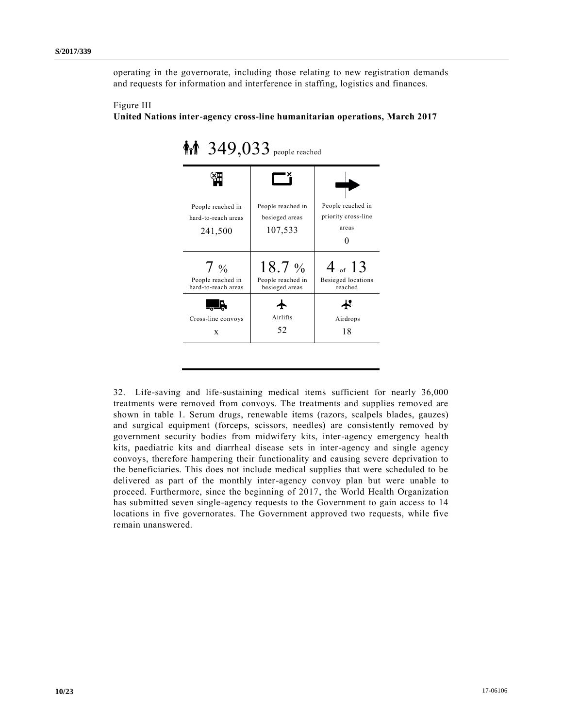operating in the governorate, including those relating to new registration demands and requests for information and interference in staffing, logistics and finances.

Figure III
**United Nations inter-agency cross-line humanitarian operations, March 2017**

349,033 people reached

| People reached in hard-to-reach areas | People reached in besieged areas | People reached in priority cross-line areas |
|---|---|---|
| 241,500 | 107,533 | 0 |
| 7 % | 18.7 % | 4 of 13 |
| People reached in hard-to-reach areas | People reached in besieged areas | Besieged locations reached |
| Cross-line convoys | Airlifts | Airdrops |
| x | 52 | 18 |

32. Life-saving and life-sustaining medical items sufficient for nearly 36,000 treatments were removed from convoys. The treatments and supplies removed are shown in table 1. Serum drugs, renewable items (razors, scalpels blades, gauzes) and surgical equipment (forceps, scissors, needles) are consistently removed by government security bodies from midwifery kits, inter-agency emergency health kits, paediatric kits and diarrheal disease sets in inter-agency and single agency convoys, therefore hampering their functionality and causing severe deprivation to the beneficiaries. This does not include medical supplies that were scheduled to be delivered as part of the monthly inter-agency convoy plan but were unable to proceed. Furthermore, since the beginning of 2017, the World Health Organization has submitted seven single-agency requests to the Government to gain access to 14 locations in five governorates. The Government approved two requests, while five remain unanswered.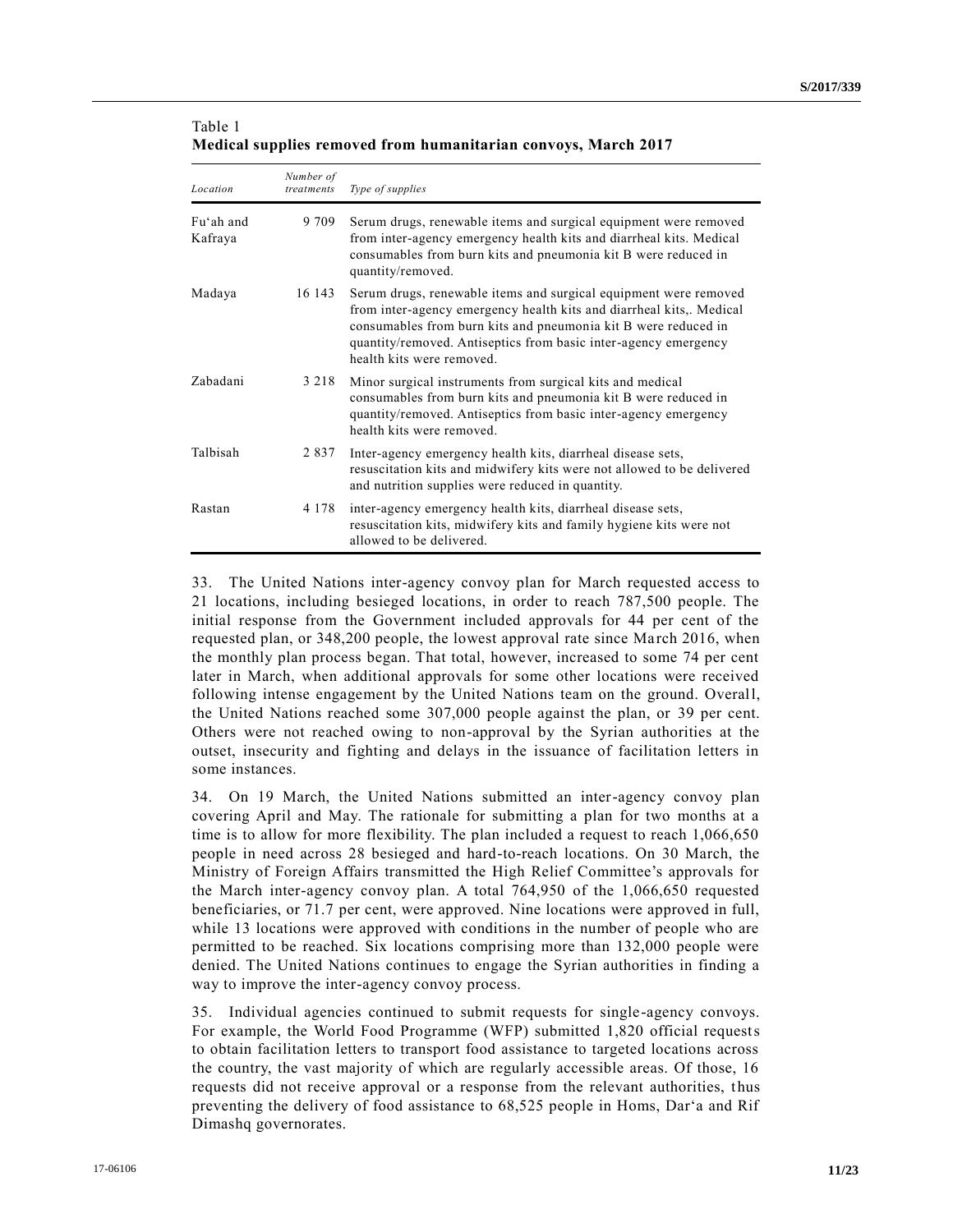Table 1
**Medical supplies removed from humanitarian convoys, March 2017**

| *Location* | *Number of treatments* | *Type of supplies* |
|---|---|---|
| Fu'ah and Kafraya | 9 709 | Serum drugs, renewable items and surgical equipment were removed from inter-agency emergency health kits and diarrheal kits. Medical consumables from burn kits and pneumonia kit B were reduced in quantity/removed. |
| Madaya | 16 143 | Serum drugs, renewable items and surgical equipment were removed from inter-agency emergency health kits and diarrheal kits,. Medical consumables from burn kits and pneumonia kit B were reduced in quantity/removed. Antiseptics from basic inter-agency emergency health kits were removed. |
| Zabadani | 3 218 | Minor surgical instruments from surgical kits and medical consumables from burn kits and pneumonia kit B were reduced in quantity/removed. Antiseptics from basic inter-agency emergency health kits were removed. |
| Talbisah | 2 837 | Inter-agency emergency health kits, diarrheal disease sets, resuscitation kits and midwifery kits were not allowed to be delivered and nutrition supplies were reduced in quantity. |
| Rastan | 4 178 | inter-agency emergency health kits, diarrheal disease sets, resuscitation kits, midwifery kits and family hygiene kits were not allowed to be delivered. |

33. The United Nations inter-agency convoy plan for March requested access to 21 locations, including besieged locations, in order to reach 787,500 people. The initial response from the Government included approvals for 44 per cent of the requested plan, or 348,200 people, the lowest approval rate since March 2016, when the monthly plan process began. That total, however, increased to some 74 per cent later in March, when additional approvals for some other locations were received following intense engagement by the United Nations team on the ground. Overall, the United Nations reached some 307,000 people against the plan, or 39 per cent. Others were not reached owing to non-approval by the Syrian authorities at the outset, insecurity and fighting and delays in the issuance of facilitation letters in some instances.

34. On 19 March, the United Nations submitted an inter-agency convoy plan covering April and May. The rationale for submitting a plan for two months at a time is to allow for more flexibility. The plan included a request to reach 1,066,650 people in need across 28 besieged and hard-to-reach locations. On 30 March, the Ministry of Foreign Affairs transmitted the High Relief Committee's approvals for the March inter-agency convoy plan. A total 764,950 of the 1,066,650 requested beneficiaries, or 71.7 per cent, were approved. Nine locations were approved in full, while 13 locations were approved with conditions in the number of people who are permitted to be reached. Six locations comprising more than 132,000 people were denied. The United Nations continues to engage the Syrian authorities in finding a way to improve the inter-agency convoy process.

35. Individual agencies continued to submit requests for single-agency convoys. For example, the World Food Programme (WFP) submitted 1,820 official requests to obtain facilitation letters to transport food assistance to targeted locations across the country, the vast majority of which are regularly accessible areas. Of those, 16 requests did not receive approval or a response from the relevant authorities, thus preventing the delivery of food assistance to 68,525 people in Homs, Dar'a and Rif Dimashq governorates.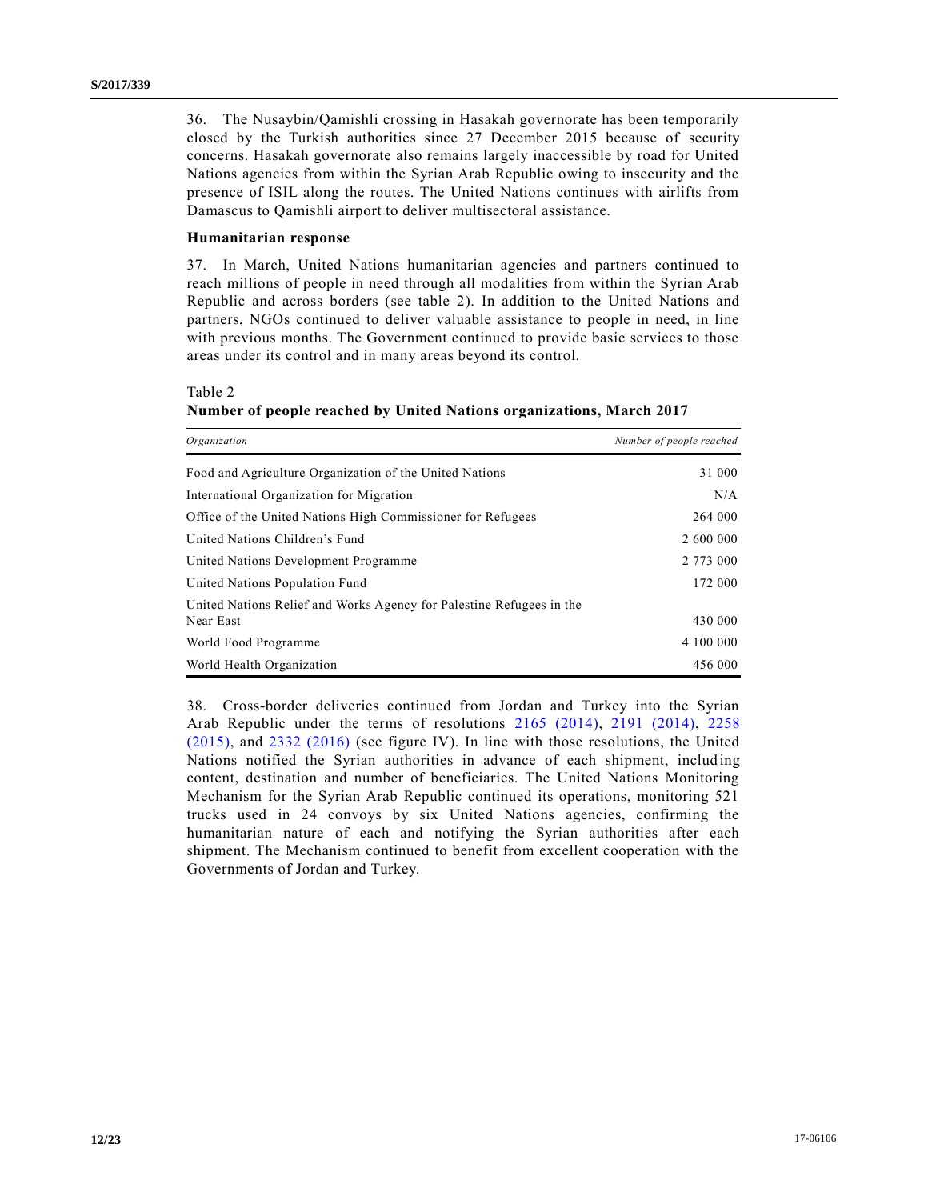36. The Nusaybin/Qamishli crossing in Hasakah governorate has been temporarily closed by the Turkish authorities since 27 December 2015 because of security concerns. Hasakah governorate also remains largely inaccessible by road for United Nations agencies from within the Syrian Arab Republic owing to insecurity and the presence of ISIL along the routes. The United Nations continues with airlifts from Damascus to Qamishli airport to deliver multisectoral assistance.

### Humanitarian response

37. In March, United Nations humanitarian agencies and partners continued to reach millions of people in need through all modalities from within the Syrian Arab Republic and across borders (see table 2). In addition to the United Nations and partners, NGOs continued to deliver valuable assistance to people in need, in line with previous months. The Government continued to provide basic services to those areas under its control and in many areas beyond its control.

Table 2
**Number of people reached by United Nations organizations, March 2017**

| *Organization* | *Number of people reached* |
|---|---:|
| Food and Agriculture Organization of the United Nations | 31 000 |
| International Organization for Migration | N/A |
| Office of the United Nations High Commissioner for Refugees | 264 000 |
| United Nations Children's Fund | 2 600 000 |
| United Nations Development Programme | 2 773 000 |
| United Nations Population Fund | 172 000 |
| United Nations Relief and Works Agency for Palestine Refugees in the Near East | 430 000 |
| World Food Programme | 4 100 000 |
| World Health Organization | 456 000 |

38. Cross-border deliveries continued from Jordan and Turkey into the Syrian Arab Republic under the terms of resolutions 2165 (2014), 2191 (2014), 2258 (2015), and 2332 (2016) (see figure IV). In line with those resolutions, the United Nations notified the Syrian authorities in advance of each shipment, including content, destination and number of beneficiaries. The United Nations Monitoring Mechanism for the Syrian Arab Republic continued its operations, monitoring 521 trucks used in 24 convoys by six United Nations agencies, confirming the humanitarian nature of each and notifying the Syrian authorities after each shipment. The Mechanism continued to benefit from excellent cooperation with the Governments of Jordan and Turkey.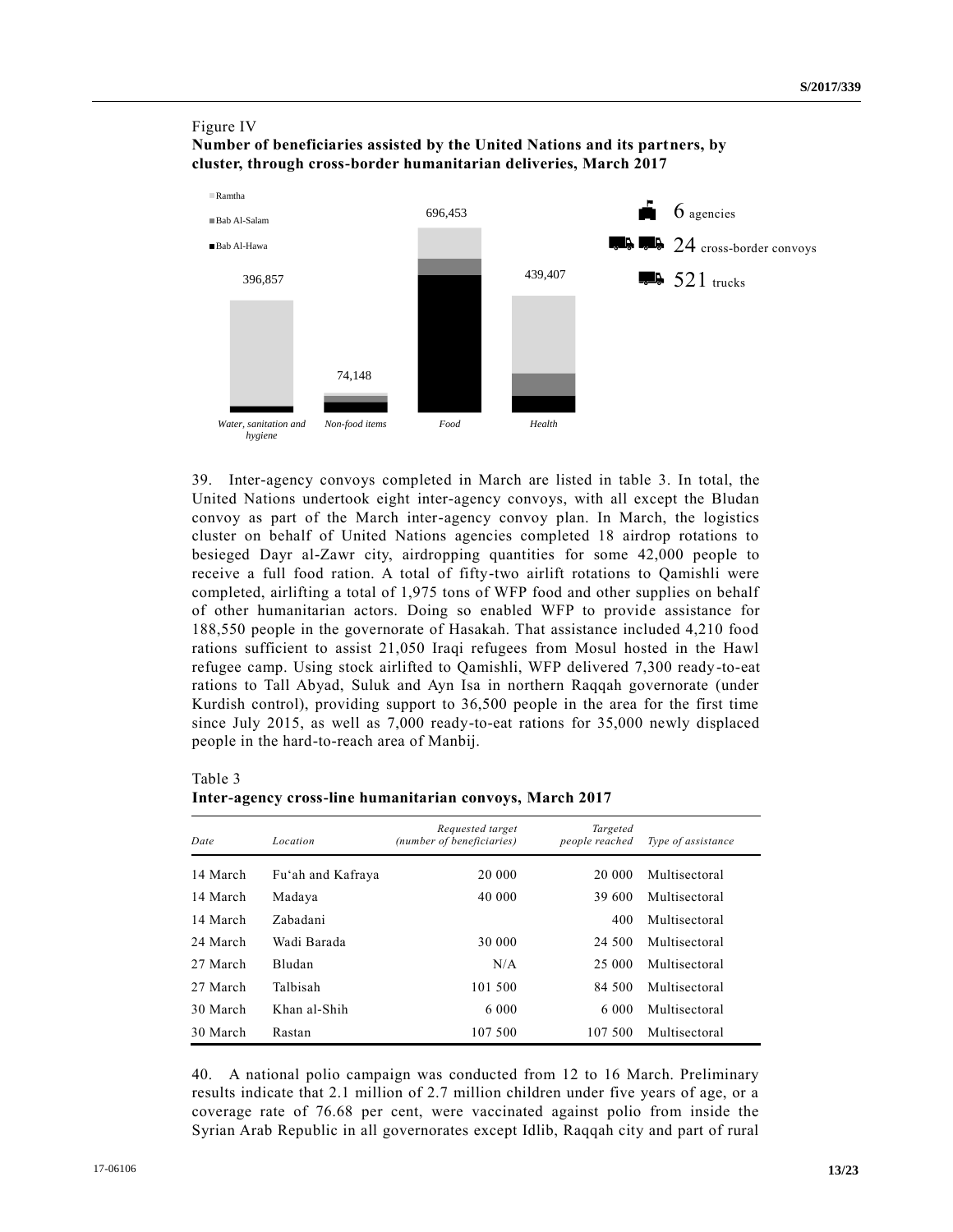Figure IV

**Number of beneficiaries assisted by the United Nations and its partners, by cluster, through cross-border humanitarian deliveries, March 2017**

Ramtha

Bab Al-Salam

Bab Al-Hawa

396,857

74,148

696,453

439,407

*Water, sanitation and hygiene*

*Non-food items*

*Food*

*Health*

6 agencies

24 cross-border convoys

521 trucks

39. Inter-agency convoys completed in March are listed in table 3. In total, the United Nations undertook eight inter-agency convoys, with all except the Bludan convoy as part of the March inter-agency convoy plan. In March, the logistics cluster on behalf of United Nations agencies completed 18 airdrop rotations to besieged Dayr al-Zawr city, airdropping quantities for some 42,000 people to receive a full food ration. A total of fifty-two airlift rotations to Qamishli were completed, airlifting a total of 1,975 tons of WFP food and other supplies on behalf of other humanitarian actors. Doing so enabled WFP to provide assistance for 188,550 people in the governorate of Hasakah. That assistance included 4,210 food rations sufficient to assist 21,050 Iraqi refugees from Mosul hosted in the Hawl refugee camp. Using stock airlifted to Qamishli, WFP delivered 7,300 ready-to-eat rations to Tall Abyad, Suluk and Ayn Isa in northern Raqqah governorate (under Kurdish control), providing support to 36,500 people in the area for the first time since July 2015, as well as 7,000 ready-to-eat rations for 35,000 newly displaced people in the hard-to-reach area of Manbij.

Table 3

**Inter-agency cross-line humanitarian convoys, March 2017**

| *Date* | *Location* | *Requested target (number of beneficiaries)* | *Targeted people reached* | *Type of assistance* |
|---|---|---|---|---|
| 14 March | Fu'ah and Kafraya | 20 000 | 20 000 | Multisectoral |
| 14 March | Madaya | 40 000 | 39 600 | Multisectoral |
| 14 March | Zabadani | | 400 | Multisectoral |
| 24 March | Wadi Barada | 30 000 | 24 500 | Multisectoral |
| 27 March | Bludan | N/A | 25 000 | Multisectoral |
| 27 March | Talbisah | 101 500 | 84 500 | Multisectoral |
| 30 March | Khan al-Shih | 6 000 | 6 000 | Multisectoral |
| 30 March | Rastan | 107 500 | 107 500 | Multisectoral |

40. A national polio campaign was conducted from 12 to 16 March. Preliminary results indicate that 2.1 million of 2.7 million children under five years of age, or a coverage rate of 76.68 per cent, were vaccinated against polio from inside the Syrian Arab Republic in all governorates except Idlib, Raqqah city and part of rural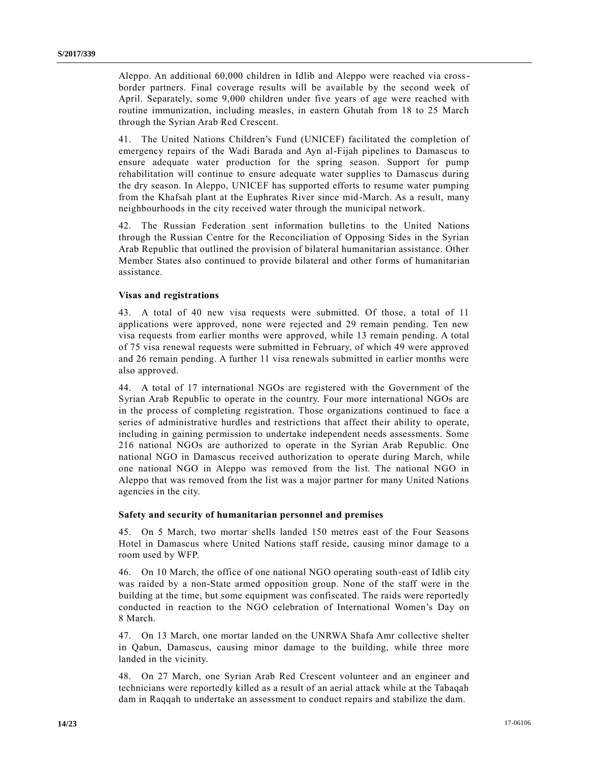Aleppo. An additional 60,000 children in Idlib and Aleppo were reached via cross-border partners. Final coverage results will be available by the second week of April. Separately, some 9,000 children under five years of age were reached with routine immunization, including measles, in eastern Ghutah from 18 to 25 March through the Syrian Arab Red Crescent.

41. The United Nations Children's Fund (UNICEF) facilitated the completion of emergency repairs of the Wadi Barada and Ayn al-Fijah pipelines to Damascus to ensure adequate water production for the spring season. Support for pump rehabilitation will continue to ensure adequate water supplies to Damascus during the dry season. In Aleppo, UNICEF has supported efforts to resume water pumping from the Khafsah plant at the Euphrates River since mid-March. As a result, many neighbourhoods in the city received water through the municipal network.

42. The Russian Federation sent information bulletins to the United Nations through the Russian Centre for the Reconciliation of Opposing Sides in the Syrian Arab Republic that outlined the provision of bilateral humanitarian assistance. Other Member States also continued to provide bilateral and other forms of humanitarian assistance.

### Visas and registrations

43. A total of 40 new visa requests were submitted. Of those, a total of 11 applications were approved, none were rejected and 29 remain pending. Ten new visa requests from earlier months were approved, while 13 remain pending. A total of 75 visa renewal requests were submitted in February, of which 49 were approved and 26 remain pending. A further 11 visa renewals submitted in earlier months were also approved.

44. A total of 17 international NGOs are registered with the Government of the Syrian Arab Republic to operate in the country. Four more international NGOs are in the process of completing registration. Those organizations continued to face a series of administrative hurdles and restrictions that affect their ability to operate, including in gaining permission to undertake independent needs assessments. Some 216 national NGOs are authorized to operate in the Syrian Arab Republic. One national NGO in Damascus received authorization to operate during March, while one national NGO in Aleppo was removed from the list. The national NGO in Aleppo that was removed from the list was a major partner for many United Nations agencies in the city.

### Safety and security of humanitarian personnel and premises

45. On 5 March, two mortar shells landed 150 metres east of the Four Seasons Hotel in Damascus where United Nations staff reside, causing minor damage to a room used by WFP.

46. On 10 March, the office of one national NGO operating south-east of Idlib city was raided by a non-State armed opposition group. None of the staff were in the building at the time, but some equipment was confiscated. The raids were reportedly conducted in reaction to the NGO celebration of International Women's Day on 8 March.

47. On 13 March, one mortar landed on the UNRWA Shafa Amr collective shelter in Qabun, Damascus, causing minor damage to the building, while three more landed in the vicinity.

48. On 27 March, one Syrian Arab Red Crescent volunteer and an engineer and technicians were reportedly killed as a result of an aerial attack while at the Tabaqah dam in Raqqah to undertake an assessment to conduct repairs and stabilize the dam.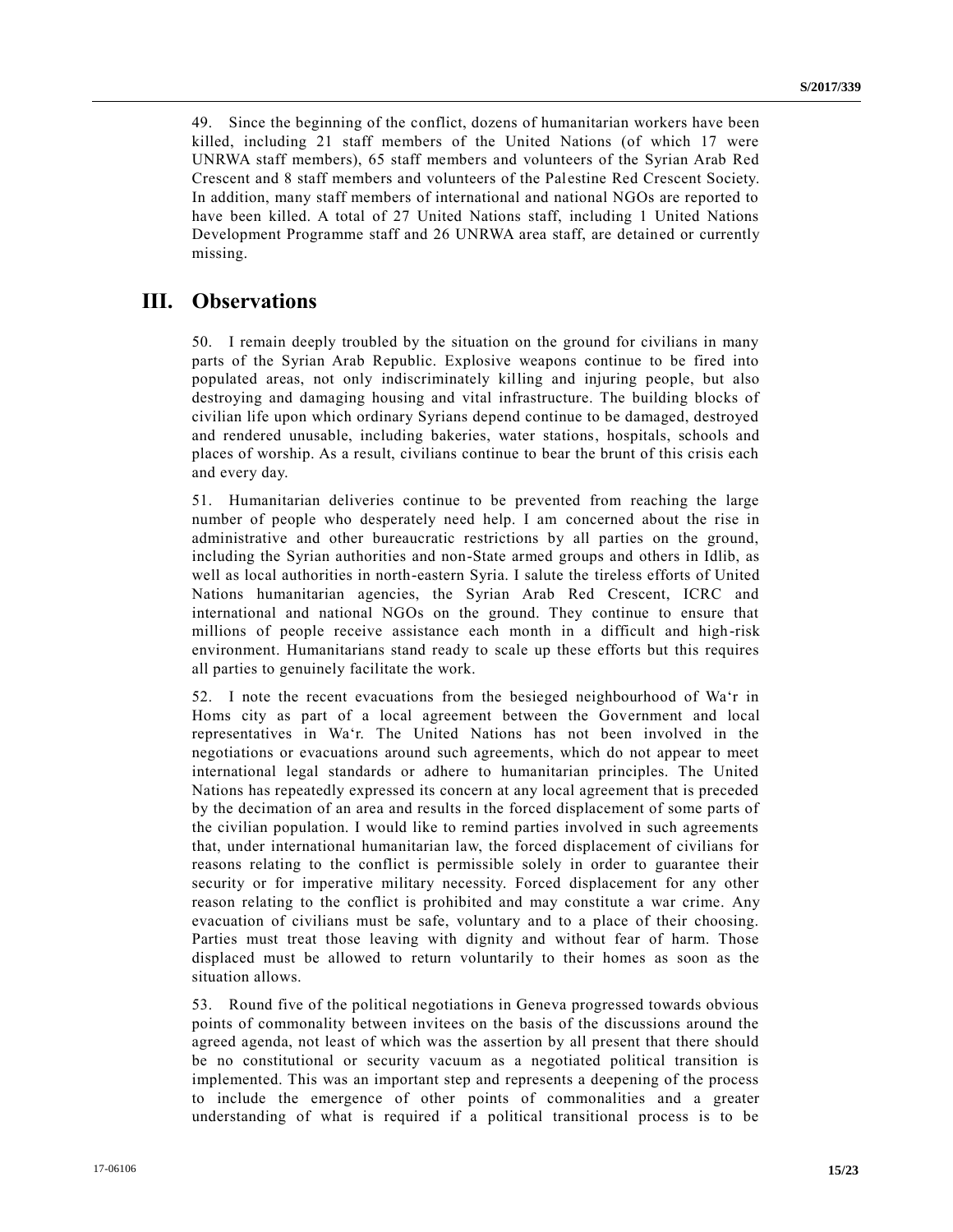49. Since the beginning of the conflict, dozens of humanitarian workers have been killed, including 21 staff members of the United Nations (of which 17 were UNRWA staff members), 65 staff members and volunteers of the Syrian Arab Red Crescent and 8 staff members and volunteers of the Palestine Red Crescent Society. In addition, many staff members of international and national NGOs are reported to have been killed. A total of 27 United Nations staff, including 1 United Nations Development Programme staff and 26 UNRWA area staff, are detained or currently missing.

## III. Observations

50. I remain deeply troubled by the situation on the ground for civilians in many parts of the Syrian Arab Republic. Explosive weapons continue to be fired into populated areas, not only indiscriminately killing and injuring people, but also destroying and damaging housing and vital infrastructure. The building blocks of civilian life upon which ordinary Syrians depend continue to be damaged, destroyed and rendered unusable, including bakeries, water stations, hospitals, schools and places of worship. As a result, civilians continue to bear the brunt of this crisis each and every day.

51. Humanitarian deliveries continue to be prevented from reaching the large number of people who desperately need help. I am concerned about the rise in administrative and other bureaucratic restrictions by all parties on the ground, including the Syrian authorities and non-State armed groups and others in Idlib, as well as local authorities in north-eastern Syria. I salute the tireless efforts of United Nations humanitarian agencies, the Syrian Arab Red Crescent, ICRC and international and national NGOs on the ground. They continue to ensure that millions of people receive assistance each month in a difficult and high-risk environment. Humanitarians stand ready to scale up these efforts but this requires all parties to genuinely facilitate the work.

52. I note the recent evacuations from the besieged neighbourhood of Wa‘r in Homs city as part of a local agreement between the Government and local representatives in Wa‘r. The United Nations has not been involved in the negotiations or evacuations around such agreements, which do not appear to meet international legal standards or adhere to humanitarian principles. The United Nations has repeatedly expressed its concern at any local agreement that is preceded by the decimation of an area and results in the forced displacement of some parts of the civilian population. I would like to remind parties involved in such agreements that, under international humanitarian law, the forced displacement of civilians for reasons relating to the conflict is permissible solely in order to guarantee their security or for imperative military necessity. Forced displacement for any other reason relating to the conflict is prohibited and may constitute a war crime. Any evacuation of civilians must be safe, voluntary and to a place of their choosing. Parties must treat those leaving with dignity and without fear of harm. Those displaced must be allowed to return voluntarily to their homes as soon as the situation allows.

53. Round five of the political negotiations in Geneva progressed towards obvious points of commonality between invitees on the basis of the discussions around the agreed agenda, not least of which was the assertion by all present that there should be no constitutional or security vacuum as a negotiated political transition is implemented. This was an important step and represents a deepening of the process to include the emergence of other points of commonalities and a greater understanding of what is required if a political transitional process is to be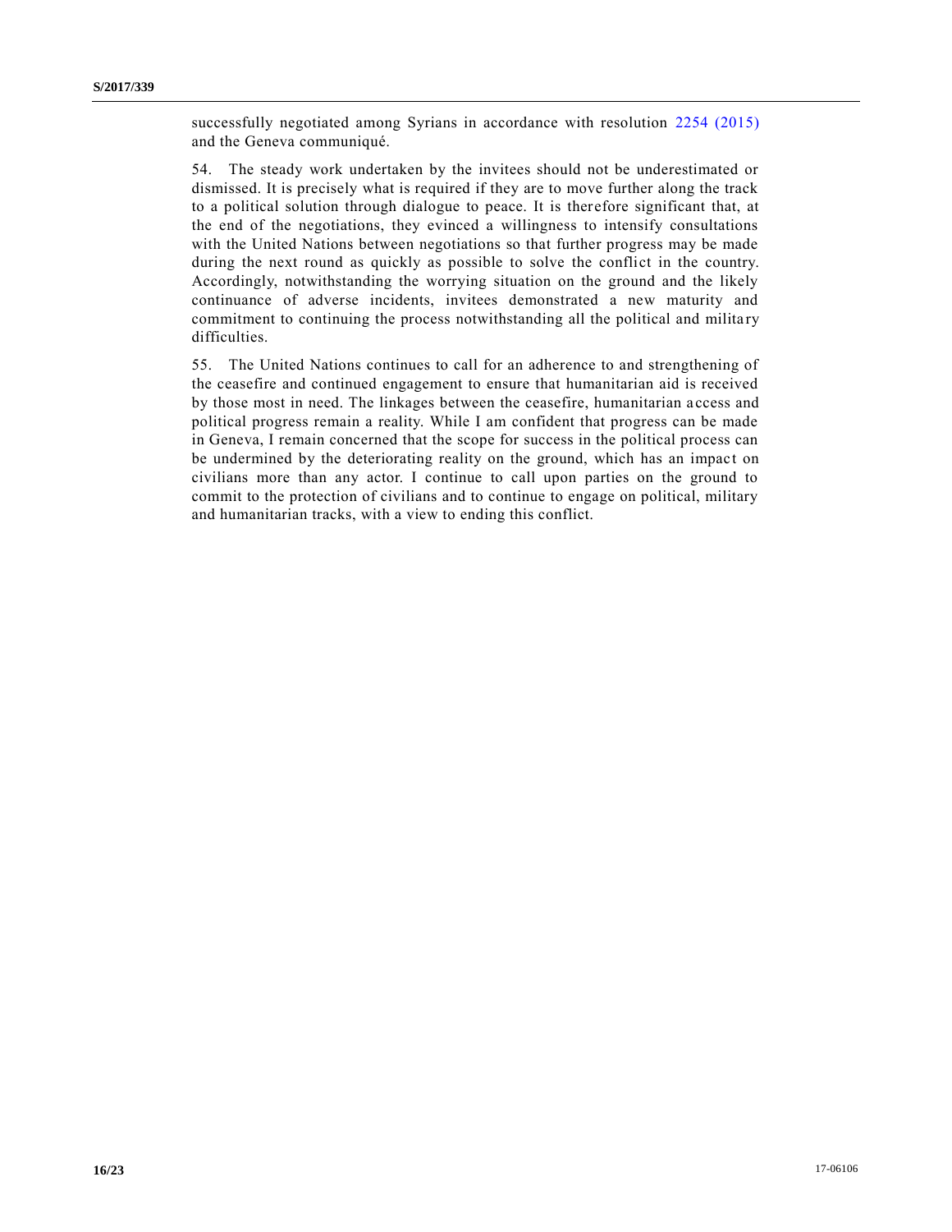successfully negotiated among Syrians in accordance with resolution 2254 (2015) and the Geneva communiqué.

54. The steady work undertaken by the invitees should not be underestimated or dismissed. It is precisely what is required if they are to move further along the track to a political solution through dialogue to peace. It is therefore significant that, at the end of the negotiations, they evinced a willingness to intensify consultations with the United Nations between negotiations so that further progress may be made during the next round as quickly as possible to solve the conflict in the country. Accordingly, notwithstanding the worrying situation on the ground and the likely continuance of adverse incidents, invitees demonstrated a new maturity and commitment to continuing the process notwithstanding all the political and military difficulties.

55. The United Nations continues to call for an adherence to and strengthening of the ceasefire and continued engagement to ensure that humanitarian aid is received by those most in need. The linkages between the ceasefire, humanitarian access and political progress remain a reality. While I am confident that progress can be made in Geneva, I remain concerned that the scope for success in the political process can be undermined by the deteriorating reality on the ground, which has an impact on civilians more than any actor. I continue to call upon parties on the ground to commit to the protection of civilians and to continue to engage on political, military and humanitarian tracks, with a view to ending this conflict.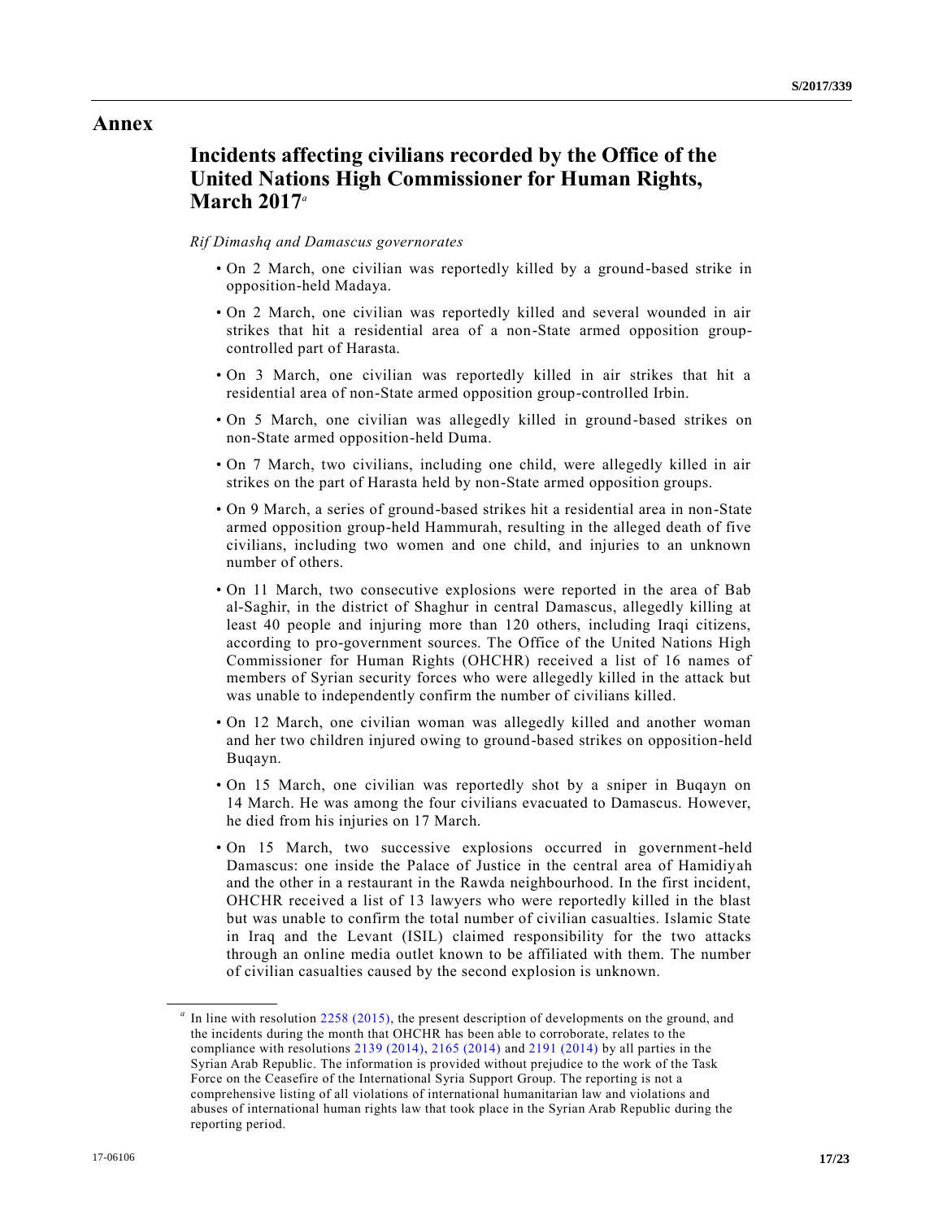# Annex

## Incidents affecting civilians recorded by the Office of the United Nations High Commissioner for Human Rights, March 2017[a]

*Rif Dimashq and Damascus governorates*

- On 2 March, one civilian was reportedly killed by a ground-based strike in opposition-held Madaya.
- On 2 March, one civilian was reportedly killed and several wounded in air strikes that hit a residential area of a non-State armed opposition group-controlled part of Harasta.
- On 3 March, one civilian was reportedly killed in air strikes that hit a residential area of non-State armed opposition group-controlled Irbin.
- On 5 March, one civilian was allegedly killed in ground-based strikes on non-State armed opposition-held Duma.
- On 7 March, two civilians, including one child, were allegedly killed in air strikes on the part of Harasta held by non-State armed opposition groups.
- On 9 March, a series of ground-based strikes hit a residential area in non-State armed opposition group-held Hammurah, resulting in the alleged death of five civilians, including two women and one child, and injuries to an unknown number of others.
- On 11 March, two consecutive explosions were reported in the area of Bab al-Saghir, in the district of Shaghur in central Damascus, allegedly killing at least 40 people and injuring more than 120 others, including Iraqi citizens, according to pro-government sources. The Office of the United Nations High Commissioner for Human Rights (OHCHR) received a list of 16 names of members of Syrian security forces who were allegedly killed in the attack but was unable to independently confirm the number of civilians killed.
- On 12 March, one civilian woman was allegedly killed and another woman and her two children injured owing to ground-based strikes on opposition-held Buqayn.
- On 15 March, one civilian was reportedly shot by a sniper in Buqayn on 14 March. He was among the four civilians evacuated to Damascus. However, he died from his injuries on 17 March.
- On 15 March, two successive explosions occurred in government-held Damascus: one inside the Palace of Justice in the central area of Hamidiyah and the other in a restaurant in the Rawda neighbourhood. In the first incident, OHCHR received a list of 13 lawyers who were reportedly killed in the blast but was unable to confirm the total number of civilian casualties. Islamic State in Iraq and the Levant (ISIL) claimed responsibility for the two attacks through an online media outlet known to be affiliated with them. The number of civilian casualties caused by the second explosion is unknown.

---

[a] In line with resolution 2258 (2015), the present description of developments on the ground, and the incidents during the month that OHCHR has been able to corroborate, relates to the compliance with resolutions 2139 (2014), 2165 (2014) and 2191 (2014) by all parties in the Syrian Arab Republic. The information is provided without prejudice to the work of the Task Force on the Ceasefire of the International Syria Support Group. The reporting is not a comprehensive listing of all violations of international humanitarian law and violations and abuses of international human rights law that took place in the Syrian Arab Republic during the reporting period.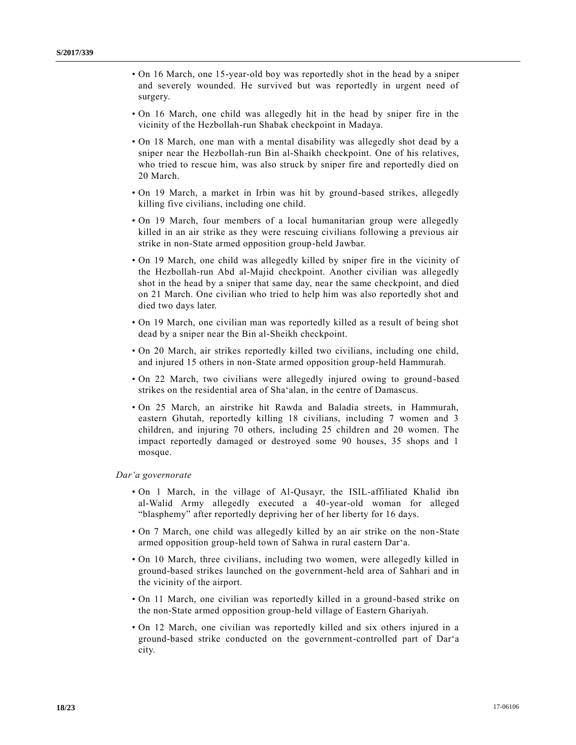- On 16 March, one 15-year-old boy was reportedly shot in the head by a sniper and severely wounded. He survived but was reportedly in urgent need of surgery.
- On 16 March, one child was allegedly hit in the head by sniper fire in the vicinity of the Hezbollah-run Shabak checkpoint in Madaya.
- On 18 March, one man with a mental disability was allegedly shot dead by a sniper near the Hezbollah-run Bin al-Shaikh checkpoint. One of his relatives, who tried to rescue him, was also struck by sniper fire and reportedly died on 20 March.
- On 19 March, a market in Irbin was hit by ground-based strikes, allegedly killing five civilians, including one child.
- On 19 March, four members of a local humanitarian group were allegedly killed in an air strike as they were rescuing civilians following a previous air strike in non-State armed opposition group-held Jawbar.
- On 19 March, one child was allegedly killed by sniper fire in the vicinity of the Hezbollah-run Abd al-Majid checkpoint. Another civilian was allegedly shot in the head by a sniper that same day, near the same checkpoint, and died on 21 March. One civilian who tried to help him was also reportedly shot and died two days later.
- On 19 March, one civilian man was reportedly killed as a result of being shot dead by a sniper near the Bin al-Sheikh checkpoint.
- On 20 March, air strikes reportedly killed two civilians, including one child, and injured 15 others in non-State armed opposition group-held Hammurah.
- On 22 March, two civilians were allegedly injured owing to ground-based strikes on the residential area of Sha'alan, in the centre of Damascus.
- On 25 March, an airstrike hit Rawda and Baladia streets, in Hammurah, eastern Ghutah, reportedly killing 18 civilians, including 7 women and 3 children, and injuring 70 others, including 25 children and 20 women. The impact reportedly damaged or destroyed some 90 houses, 35 shops and 1 mosque.

*Dar'a governorate*

- On 1 March, in the village of Al-Qusayr, the ISIL-affiliated Khalid ibn al-Walid Army allegedly executed a 40-year-old woman for alleged "blasphemy" after reportedly depriving her of her liberty for 16 days.
- On 7 March, one child was allegedly killed by an air strike on the non-State armed opposition group-held town of Sahwa in rural eastern Dar'a.
- On 10 March, three civilians, including two women, were allegedly killed in ground-based strikes launched on the government-held area of Sahhari and in the vicinity of the airport.
- On 11 March, one civilian was reportedly killed in a ground-based strike on the non-State armed opposition group-held village of Eastern Ghariyah.
- On 12 March, one civilian was reportedly killed and six others injured in a ground-based strike conducted on the government-controlled part of Dar'a city.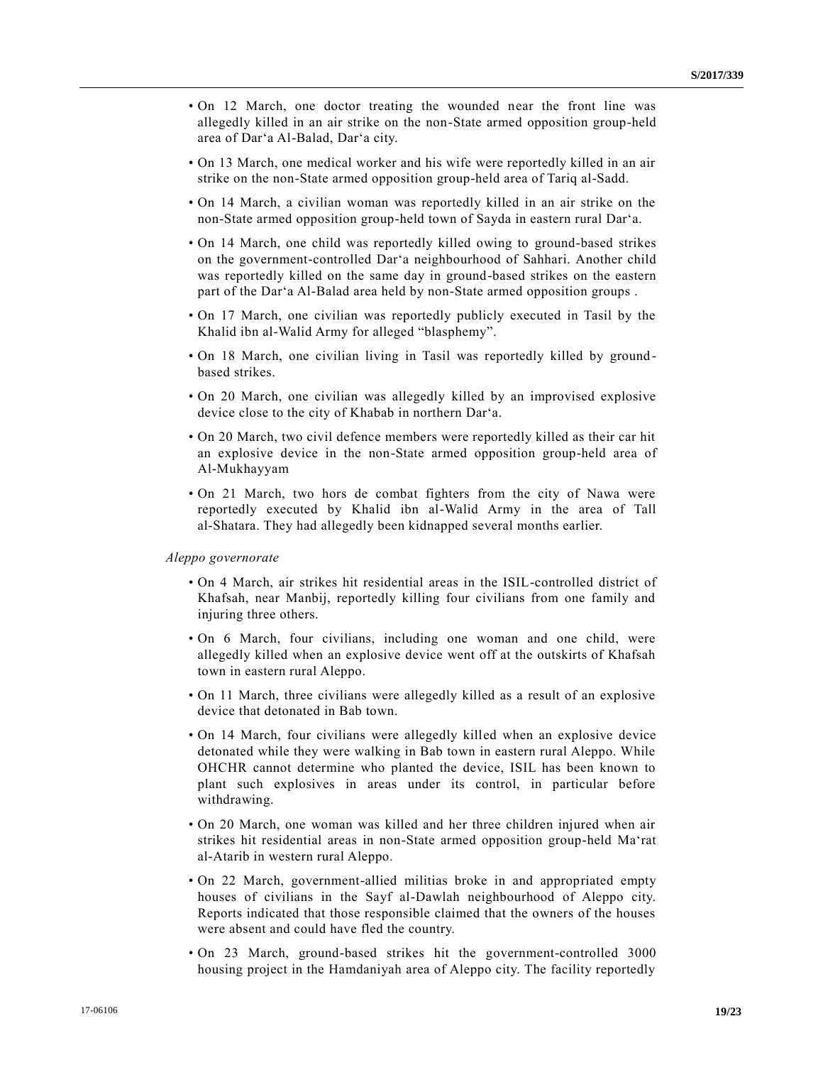- On 12 March, one doctor treating the wounded near the front line was allegedly killed in an air strike on the non-State armed opposition group-held area of Dar‘a Al-Balad, Dar‘a city.
- On 13 March, one medical worker and his wife were reportedly killed in an air strike on the non-State armed opposition group-held area of Tariq al-Sadd.
- On 14 March, a civilian woman was reportedly killed in an air strike on the non-State armed opposition group-held town of Sayda in eastern rural Dar‘a.
- On 14 March, one child was reportedly killed owing to ground-based strikes on the government-controlled Dar‘a neighbourhood of Sahhari. Another child was reportedly killed on the same day in ground-based strikes on the eastern part of the Dar‘a Al-Balad area held by non-State armed opposition groups .
- On 17 March, one civilian was reportedly publicly executed in Tasil by the Khalid ibn al-Walid Army for alleged “blasphemy”.
- On 18 March, one civilian living in Tasil was reportedly killed by ground-based strikes.
- On 20 March, one civilian was allegedly killed by an improvised explosive device close to the city of Khabab in northern Dar‘a.
- On 20 March, two civil defence members were reportedly killed as their car hit an explosive device in the non-State armed opposition group-held area of Al-Mukhayyam
- On 21 March, two hors de combat fighters from the city of Nawa were reportedly executed by Khalid ibn al-Walid Army in the area of Tall al-Shatara. They had allegedly been kidnapped several months earlier.

*Aleppo governorate*

- On 4 March, air strikes hit residential areas in the ISIL-controlled district of Khafsah, near Manbij, reportedly killing four civilians from one family and injuring three others.
- On 6 March, four civilians, including one woman and one child, were allegedly killed when an explosive device went off at the outskirts of Khafsah town in eastern rural Aleppo.
- On 11 March, three civilians were allegedly killed as a result of an explosive device that detonated in Bab town.
- On 14 March, four civilians were allegedly killed when an explosive device detonated while they were walking in Bab town in eastern rural Aleppo. While OHCHR cannot determine who planted the device, ISIL has been known to plant such explosives in areas under its control, in particular before withdrawing.
- On 20 March, one woman was killed and her three children injured when air strikes hit residential areas in non-State armed opposition group-held Ma‘rat al-Atarib in western rural Aleppo.
- On 22 March, government-allied militias broke in and appropriated empty houses of civilians in the Sayf al-Dawlah neighbourhood of Aleppo city. Reports indicated that those responsible claimed that the owners of the houses were absent and could have fled the country.
- On 23 March, ground-based strikes hit the government-controlled 3000 housing project in the Hamdaniyah area of Aleppo city. The facility reportedly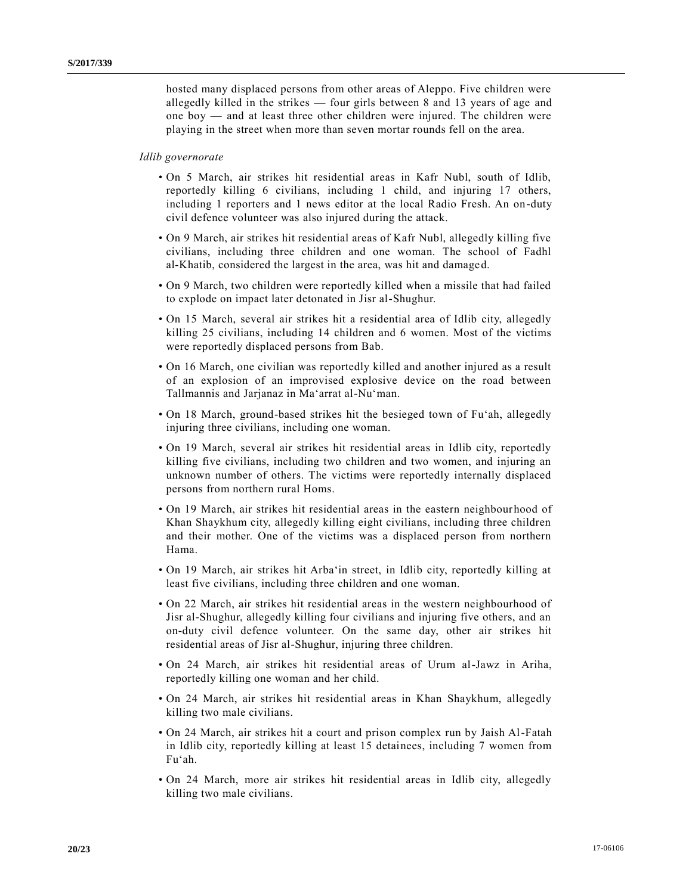hosted many displaced persons from other areas of Aleppo. Five children were allegedly killed in the strikes — four girls between 8 and 13 years of age and one boy — and at least three other children were injured. The children were playing in the street when more than seven mortar rounds fell on the area.

*Idlib governorate*

- On 5 March, air strikes hit residential areas in Kafr Nubl, south of Idlib, reportedly killing 6 civilians, including 1 child, and injuring 17 others, including 1 reporters and 1 news editor at the local Radio Fresh. An on-duty civil defence volunteer was also injured during the attack.
- On 9 March, air strikes hit residential areas of Kafr Nubl, allegedly killing five civilians, including three children and one woman. The school of Fadhl al-Khatib, considered the largest in the area, was hit and damaged.
- On 9 March, two children were reportedly killed when a missile that had failed to explode on impact later detonated in Jisr al-Shughur.
- On 15 March, several air strikes hit a residential area of Idlib city, allegedly killing 25 civilians, including 14 children and 6 women. Most of the victims were reportedly displaced persons from Bab.
- On 16 March, one civilian was reportedly killed and another injured as a result of an explosion of an improvised explosive device on the road between Tallmannis and Jarjanaz in Ma‘arrat al-Nu‘man.
- On 18 March, ground-based strikes hit the besieged town of Fu‘ah, allegedly injuring three civilians, including one woman.
- On 19 March, several air strikes hit residential areas in Idlib city, reportedly killing five civilians, including two children and two women, and injuring an unknown number of others. The victims were reportedly internally displaced persons from northern rural Homs.
- On 19 March, air strikes hit residential areas in the eastern neighbourhood of Khan Shaykhum city, allegedly killing eight civilians, including three children and their mother. One of the victims was a displaced person from northern Hama.
- On 19 March, air strikes hit Arba‘in street, in Idlib city, reportedly killing at least five civilians, including three children and one woman.
- On 22 March, air strikes hit residential areas in the western neighbourhood of Jisr al-Shughur, allegedly killing four civilians and injuring five others, and an on-duty civil defence volunteer. On the same day, other air strikes hit residential areas of Jisr al-Shughur, injuring three children.
- On 24 March, air strikes hit residential areas of Urum al-Jawz in Ariha, reportedly killing one woman and her child.
- On 24 March, air strikes hit residential areas in Khan Shaykhum, allegedly killing two male civilians.
- On 24 March, air strikes hit a court and prison complex run by Jaish Al-Fatah in Idlib city, reportedly killing at least 15 detainees, including 7 women from Fu‘ah.
- On 24 March, more air strikes hit residential areas in Idlib city, allegedly killing two male civilians.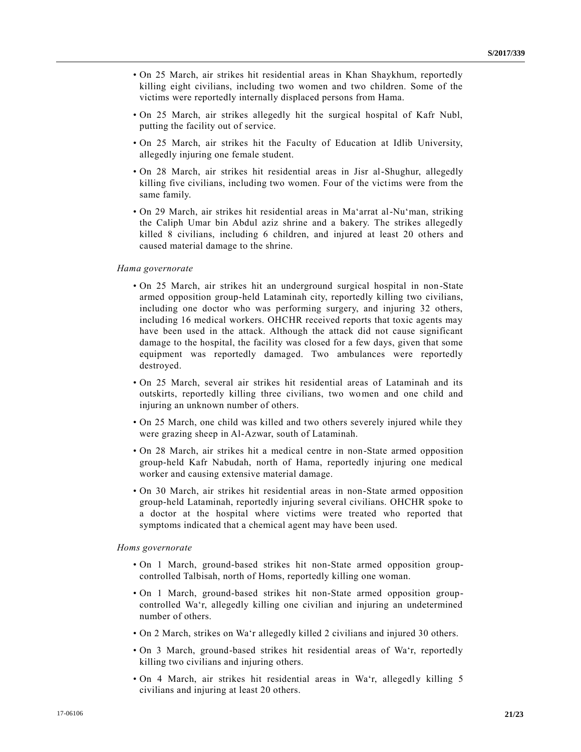- On 25 March, air strikes hit residential areas in Khan Shaykhum, reportedly killing eight civilians, including two women and two children. Some of the victims were reportedly internally displaced persons from Hama.
- On 25 March, air strikes allegedly hit the surgical hospital of Kafr Nubl, putting the facility out of service.
- On 25 March, air strikes hit the Faculty of Education at Idlib University, allegedly injuring one female student.
- On 28 March, air strikes hit residential areas in Jisr al-Shughur, allegedly killing five civilians, including two women. Four of the victims were from the same family.
- On 29 March, air strikes hit residential areas in Ma‘arrat al-Nu‘man, striking the Caliph Umar bin Abdul aziz shrine and a bakery. The strikes allegedly killed 8 civilians, including 6 children, and injured at least 20 others and caused material damage to the shrine.

*Hama governorate*

- On 25 March, air strikes hit an underground surgical hospital in non-State armed opposition group-held Lataminah city, reportedly killing two civilians, including one doctor who was performing surgery, and injuring 32 others, including 16 medical workers. OHCHR received reports that toxic agents may have been used in the attack. Although the attack did not cause significant damage to the hospital, the facility was closed for a few days, given that some equipment was reportedly damaged. Two ambulances were reportedly destroyed.
- On 25 March, several air strikes hit residential areas of Lataminah and its outskirts, reportedly killing three civilians, two women and one child and injuring an unknown number of others.
- On 25 March, one child was killed and two others severely injured while they were grazing sheep in Al-Azwar, south of Lataminah.
- On 28 March, air strikes hit a medical centre in non-State armed opposition group-held Kafr Nabudah, north of Hama, reportedly injuring one medical worker and causing extensive material damage.
- On 30 March, air strikes hit residential areas in non-State armed opposition group-held Lataminah, reportedly injuring several civilians. OHCHR spoke to a doctor at the hospital where victims were treated who reported that symptoms indicated that a chemical agent may have been used.

*Homs governorate*

- On 1 March, ground-based strikes hit non-State armed opposition group-controlled Talbisah, north of Homs, reportedly killing one woman.
- On 1 March, ground-based strikes hit non-State armed opposition group-controlled Wa‘r, allegedly killing one civilian and injuring an undetermined number of others.
- On 2 March, strikes on Wa‘r allegedly killed 2 civilians and injured 30 others.
- On 3 March, ground-based strikes hit residential areas of Wa‘r, reportedly killing two civilians and injuring others.
- On 4 March, air strikes hit residential areas in Wa‘r, allegedly killing 5 civilians and injuring at least 20 others.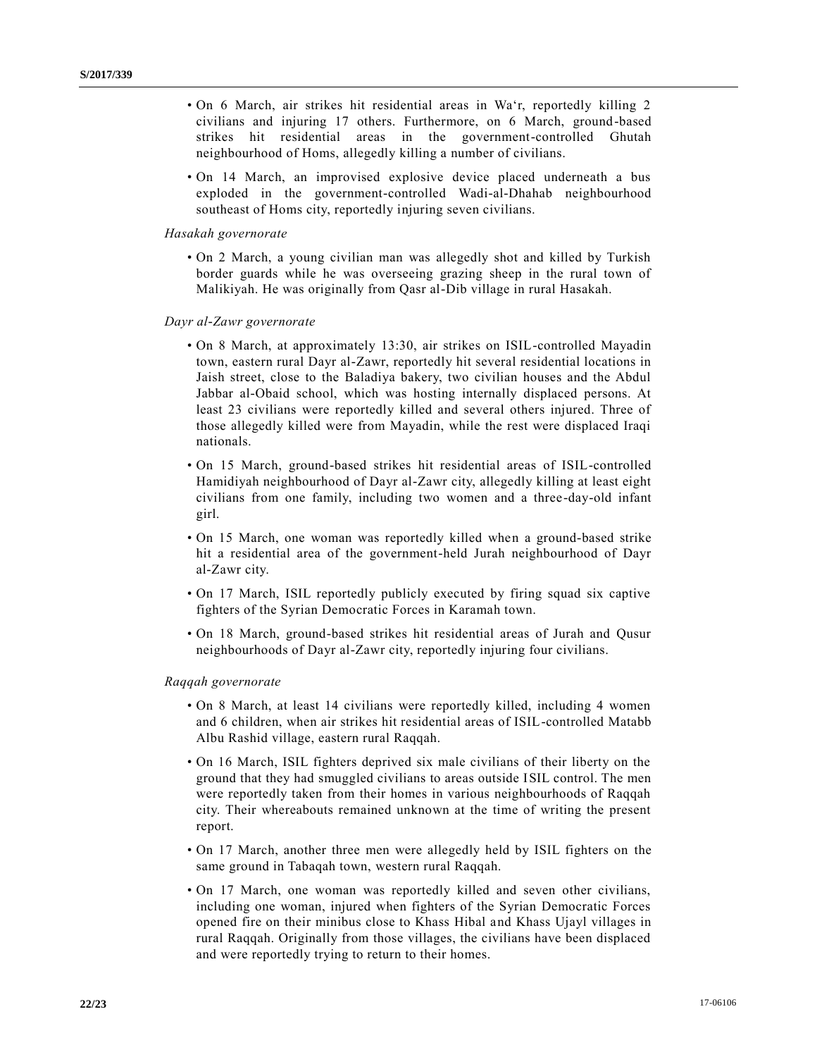- On 6 March, air strikes hit residential areas in Wa‘r, reportedly killing 2 civilians and injuring 17 others. Furthermore, on 6 March, ground-based strikes hit residential areas in the government-controlled Ghutah neighbourhood of Homs, allegedly killing a number of civilians.
- On 14 March, an improvised explosive device placed underneath a bus exploded in the government-controlled Wadi-al-Dhahab neighbourhood southeast of Homs city, reportedly injuring seven civilians.

*Hasakah governorate*

- On 2 March, a young civilian man was allegedly shot and killed by Turkish border guards while he was overseeing grazing sheep in the rural town of Malikiyah. He was originally from Qasr al-Dib village in rural Hasakah.

*Dayr al-Zawr governorate*

- On 8 March, at approximately 13:30, air strikes on ISIL-controlled Mayadin town, eastern rural Dayr al-Zawr, reportedly hit several residential locations in Jaish street, close to the Baladiya bakery, two civilian houses and the Abdul Jabbar al-Obaid school, which was hosting internally displaced persons. At least 23 civilians were reportedly killed and several others injured. Three of those allegedly killed were from Mayadin, while the rest were displaced Iraqi nationals.
- On 15 March, ground-based strikes hit residential areas of ISIL-controlled Hamidiyah neighbourhood of Dayr al-Zawr city, allegedly killing at least eight civilians from one family, including two women and a three-day-old infant girl.
- On 15 March, one woman was reportedly killed when a ground-based strike hit a residential area of the government-held Jurah neighbourhood of Dayr al-Zawr city.
- On 17 March, ISIL reportedly publicly executed by firing squad six captive fighters of the Syrian Democratic Forces in Karamah town.
- On 18 March, ground-based strikes hit residential areas of Jurah and Qusur neighbourhoods of Dayr al-Zawr city, reportedly injuring four civilians.

*Raqqah governorate*

- On 8 March, at least 14 civilians were reportedly killed, including 4 women and 6 children, when air strikes hit residential areas of ISIL-controlled Matabb Albu Rashid village, eastern rural Raqqah.
- On 16 March, ISIL fighters deprived six male civilians of their liberty on the ground that they had smuggled civilians to areas outside ISIL control. The men were reportedly taken from their homes in various neighbourhoods of Raqqah city. Their whereabouts remained unknown at the time of writing the present report.
- On 17 March, another three men were allegedly held by ISIL fighters on the same ground in Tabaqah town, western rural Raqqah.
- On 17 March, one woman was reportedly killed and seven other civilians, including one woman, injured when fighters of the Syrian Democratic Forces opened fire on their minibus close to Khass Hibal and Khass Ujayl villages in rural Raqqah. Originally from those villages, the civilians have been displaced and were reportedly trying to return to their homes.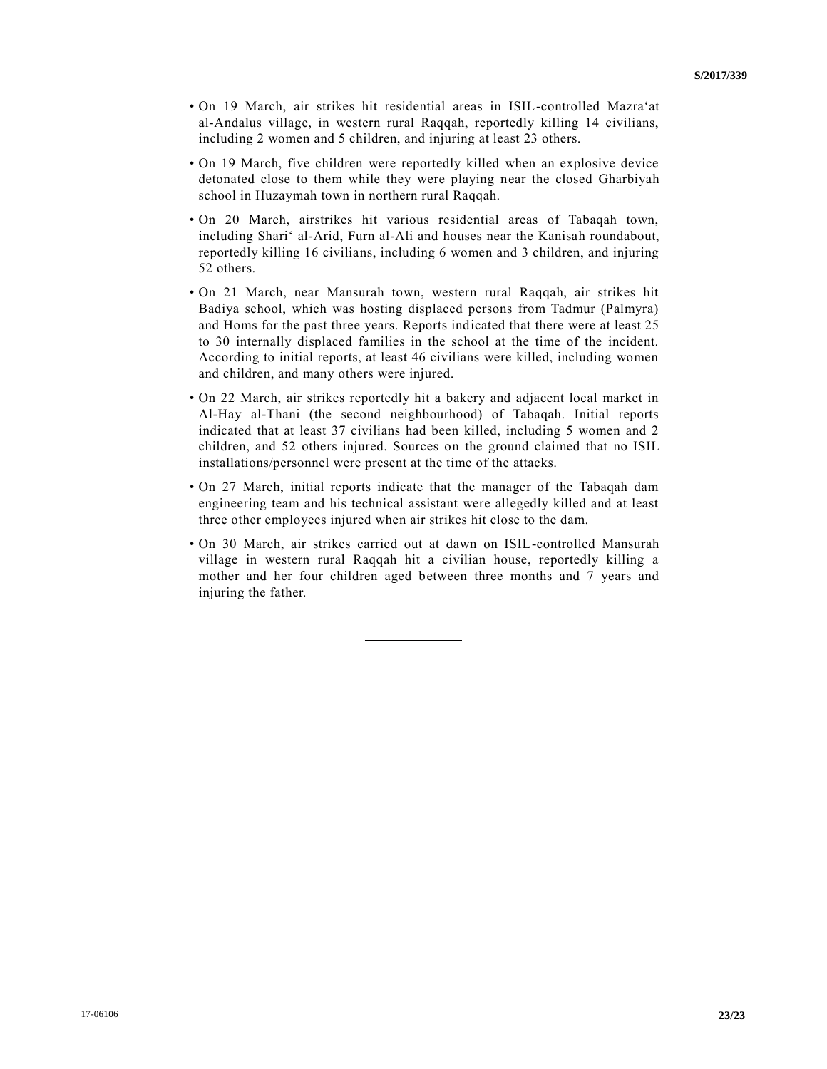- On 19 March, air strikes hit residential areas in ISIL-controlled Mazra'at al-Andalus village, in western rural Raqqah, reportedly killing 14 civilians, including 2 women and 5 children, and injuring at least 23 others.
- On 19 March, five children were reportedly killed when an explosive device detonated close to them while they were playing near the closed Gharbiyah school in Huzaymah town in northern rural Raqqah.
- On 20 March, airstrikes hit various residential areas of Tabaqah town, including Shari' al-Arid, Furn al-Ali and houses near the Kanisah roundabout, reportedly killing 16 civilians, including 6 women and 3 children, and injuring 52 others.
- On 21 March, near Mansurah town, western rural Raqqah, air strikes hit Badiya school, which was hosting displaced persons from Tadmur (Palmyra) and Homs for the past three years. Reports indicated that there were at least 25 to 30 internally displaced families in the school at the time of the incident. According to initial reports, at least 46 civilians were killed, including women and children, and many others were injured.
- On 22 March, air strikes reportedly hit a bakery and adjacent local market in Al-Hay al-Thani (the second neighbourhood) of Tabaqah. Initial reports indicated that at least 37 civilians had been killed, including 5 women and 2 children, and 52 others injured. Sources on the ground claimed that no ISIL installations/personnel were present at the time of the attacks.
- On 27 March, initial reports indicate that the manager of the Tabaqah dam engineering team and his technical assistant were allegedly killed and at least three other employees injured when air strikes hit close to the dam.
- On 30 March, air strikes carried out at dawn on ISIL-controlled Mansurah village in western rural Raqqah hit a civilian house, reportedly killing a mother and her four children aged between three months and 7 years and injuring the father.